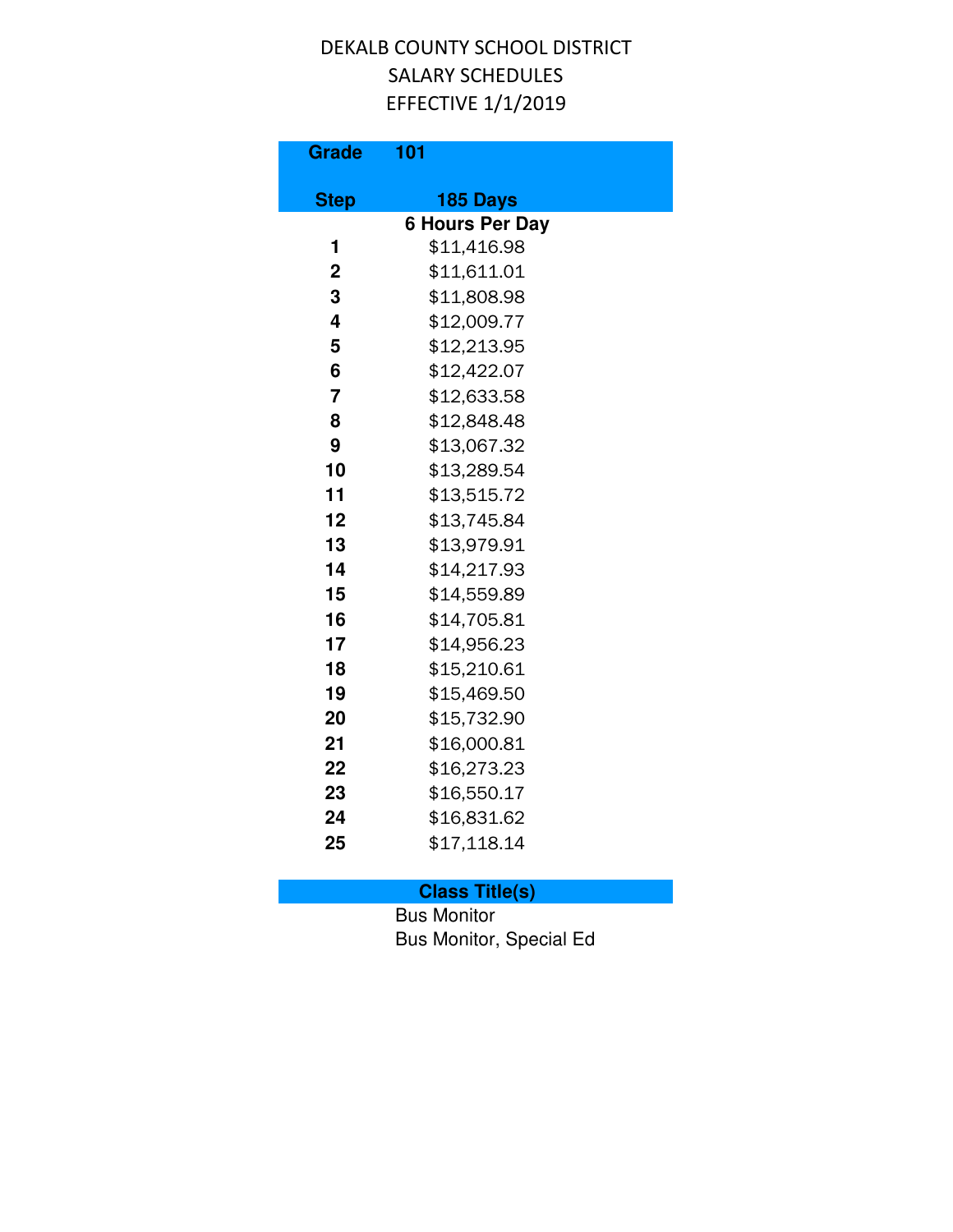# DEKALB COUNTY SCHOOL DISTRICT
## SALARY SCHEDULES
## EFFECTIVE 1/1/2019

| Grade | 101 |
|---|---|
| **Step** | **185 Days** |
| | **6 Hours Per Day** |
| **1** | $11,416.98 |
| **2** | $11,611.01 |
| **3** | $11,808.98 |
| **4** | $12,009.77 |
| **5** | $12,213.95 |
| **6** | $12,422.07 |
| **7** | $12,633.58 |
| **8** | $12,848.48 |
| **9** | $13,067.32 |
| **10** | $13,289.54 |
| **11** | $13,515.72 |
| **12** | $13,745.84 |
| **13** | $13,979.91 |
| **14** | $14,217.93 |
| **15** | $14,559.89 |
| **16** | $14,705.81 |
| **17** | $14,956.23 |
| **18** | $15,210.61 |
| **19** | $15,469.50 |
| **20** | $15,732.90 |
| **21** | $16,000.81 |
| **22** | $16,273.23 |
| **23** | $16,550.17 |
| **24** | $16,831.62 |
| **25** | $17,118.14 |

| Class Title(s) |
|---|
| Bus Monitor |
| Bus Monitor, Special Ed |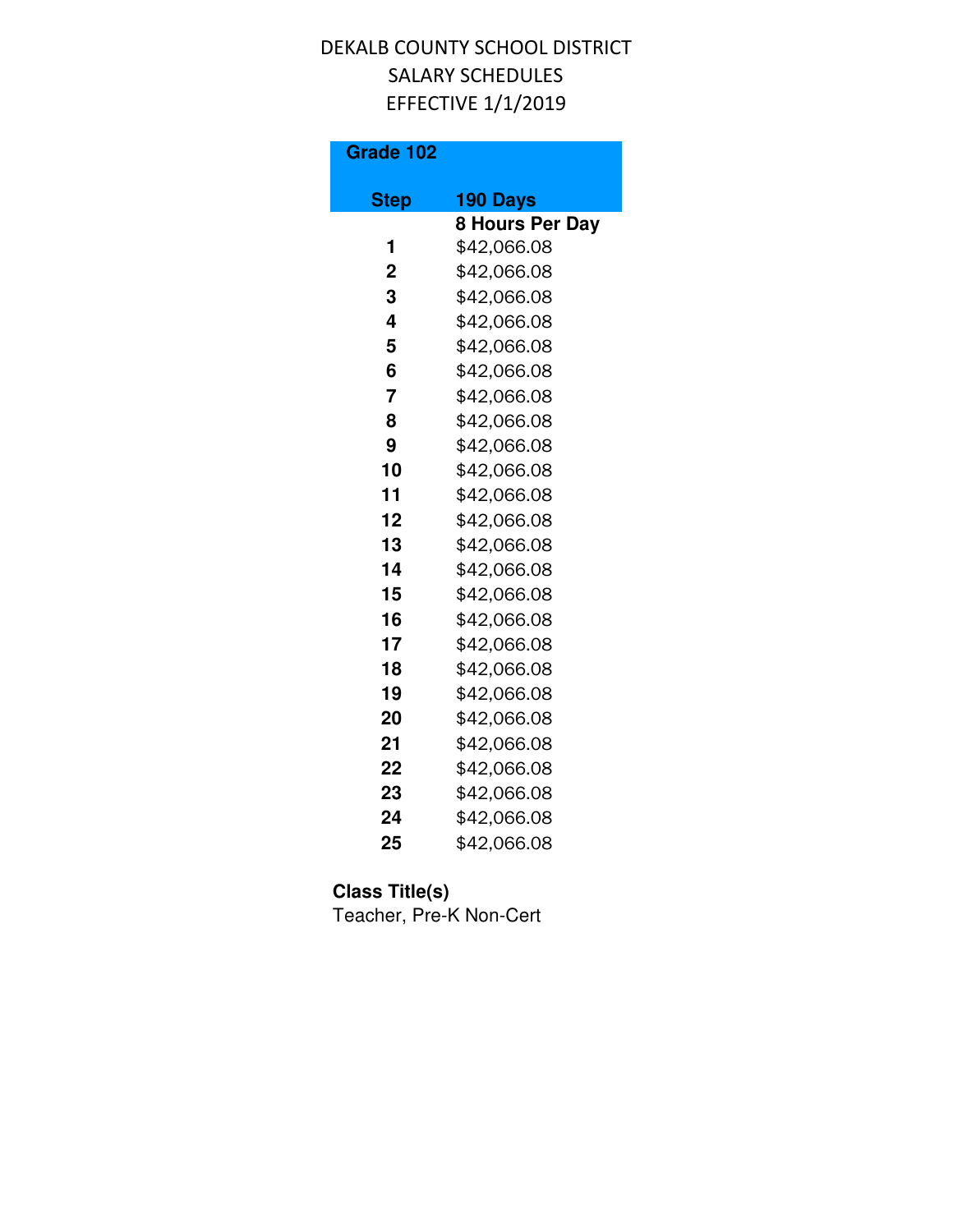DEKALB COUNTY SCHOOL DISTRICT
SALARY SCHEDULES
EFFECTIVE 1/1/2019

| Grade 102 | |
|---|---|
| **Step** | **190 Days** |
| | **8 Hours Per Day** |
| **1** | $42,066.08 |
| **2** | $42,066.08 |
| **3** | $42,066.08 |
| **4** | $42,066.08 |
| **5** | $42,066.08 |
| **6** | $42,066.08 |
| **7** | $42,066.08 |
| **8** | $42,066.08 |
| **9** | $42,066.08 |
| **10** | $42,066.08 |
| **11** | $42,066.08 |
| **12** | $42,066.08 |
| **13** | $42,066.08 |
| **14** | $42,066.08 |
| **15** | $42,066.08 |
| **16** | $42,066.08 |
| **17** | $42,066.08 |
| **18** | $42,066.08 |
| **19** | $42,066.08 |
| **20** | $42,066.08 |
| **21** | $42,066.08 |
| **22** | $42,066.08 |
| **23** | $42,066.08 |
| **24** | $42,066.08 |
| **25** | $42,066.08 |

**Class Title(s)**
Teacher, Pre-K Non-Cert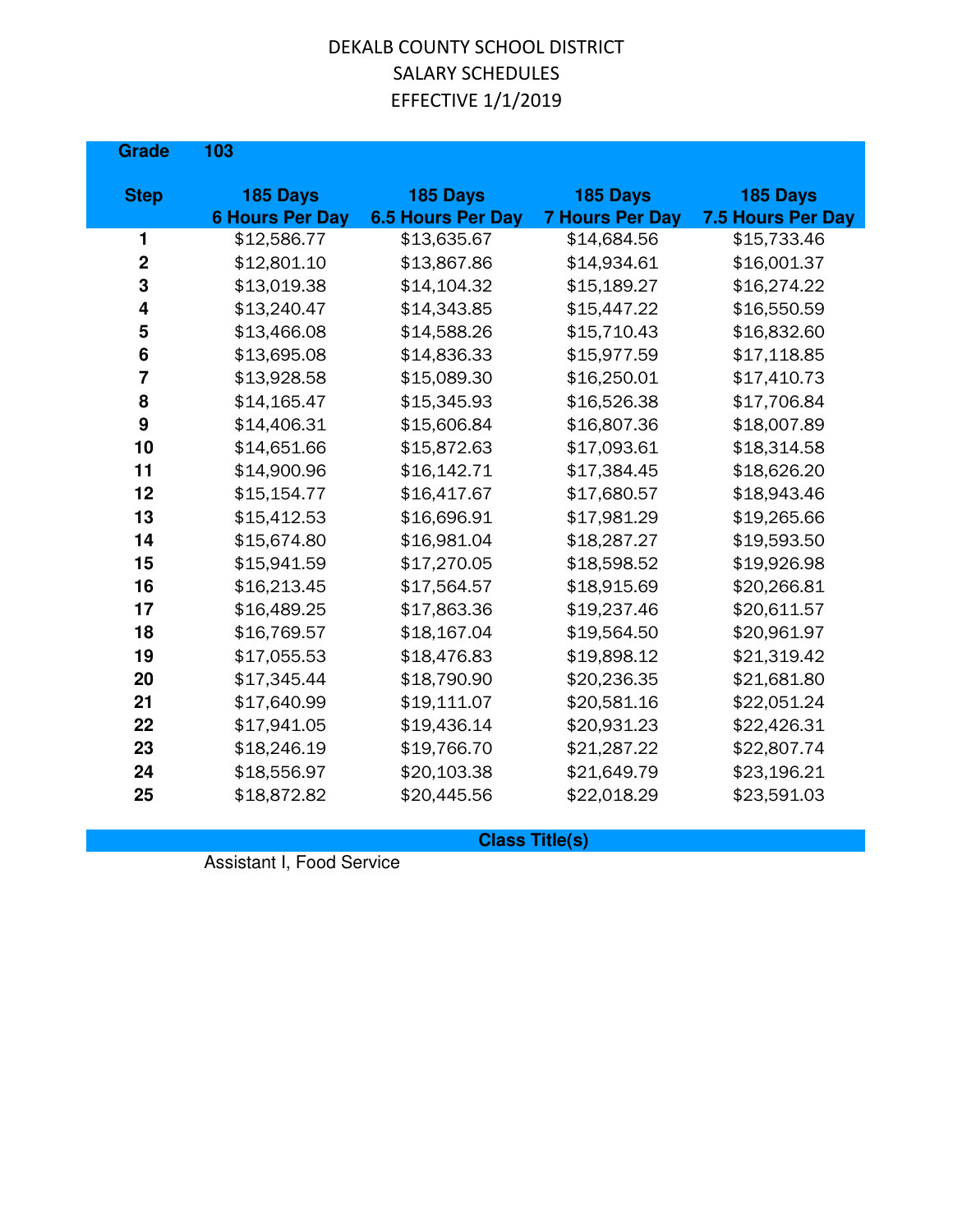DEKALB COUNTY SCHOOL DISTRICT
SALARY SCHEDULES
EFFECTIVE 1/1/2019

**Grade 103**

| Step | 185 Days 6 Hours Per Day | 185 Days 6.5 Hours Per Day | 185 Days 7 Hours Per Day | 185 Days 7.5 Hours Per Day |
|---|---|---|---|---|
| 1 | $12,586.77 | $13,635.67 | $14,684.56 | $15,733.46 |
| 2 | $12,801.10 | $13,867.86 | $14,934.61 | $16,001.37 |
| 3 | $13,019.38 | $14,104.32 | $15,189.27 | $16,274.22 |
| 4 | $13,240.47 | $14,343.85 | $15,447.22 | $16,550.59 |
| 5 | $13,466.08 | $14,588.26 | $15,710.43 | $16,832.60 |
| 6 | $13,695.08 | $14,836.33 | $15,977.59 | $17,118.85 |
| 7 | $13,928.58 | $15,089.30 | $16,250.01 | $17,410.73 |
| 8 | $14,165.47 | $15,345.93 | $16,526.38 | $17,706.84 |
| 9 | $14,406.31 | $15,606.84 | $16,807.36 | $18,007.89 |
| 10 | $14,651.66 | $15,872.63 | $17,093.61 | $18,314.58 |
| 11 | $14,900.96 | $16,142.71 | $17,384.45 | $18,626.20 |
| 12 | $15,154.77 | $16,417.67 | $17,680.57 | $18,943.46 |
| 13 | $15,412.53 | $16,696.91 | $17,981.29 | $19,265.66 |
| 14 | $15,674.80 | $16,981.04 | $18,287.27 | $19,593.50 |
| 15 | $15,941.59 | $17,270.05 | $18,598.52 | $19,926.98 |
| 16 | $16,213.45 | $17,564.57 | $18,915.69 | $20,266.81 |
| 17 | $16,489.25 | $17,863.36 | $19,237.46 | $20,611.57 |
| 18 | $16,769.57 | $18,167.04 | $19,564.50 | $20,961.97 |
| 19 | $17,055.53 | $18,476.83 | $19,898.12 | $21,319.42 |
| 20 | $17,345.44 | $18,790.90 | $20,236.35 | $21,681.80 |
| 21 | $17,640.99 | $19,111.07 | $20,581.16 | $22,051.24 |
| 22 | $17,941.05 | $19,436.14 | $20,931.23 | $22,426.31 |
| 23 | $18,246.19 | $19,766.70 | $21,287.22 | $22,807.74 |
| 24 | $18,556.97 | $20,103.38 | $21,649.79 | $23,196.21 |
| 25 | $18,872.82 | $20,445.56 | $22,018.29 | $23,591.03 |

**Class Title(s)**

Assistant I, Food Service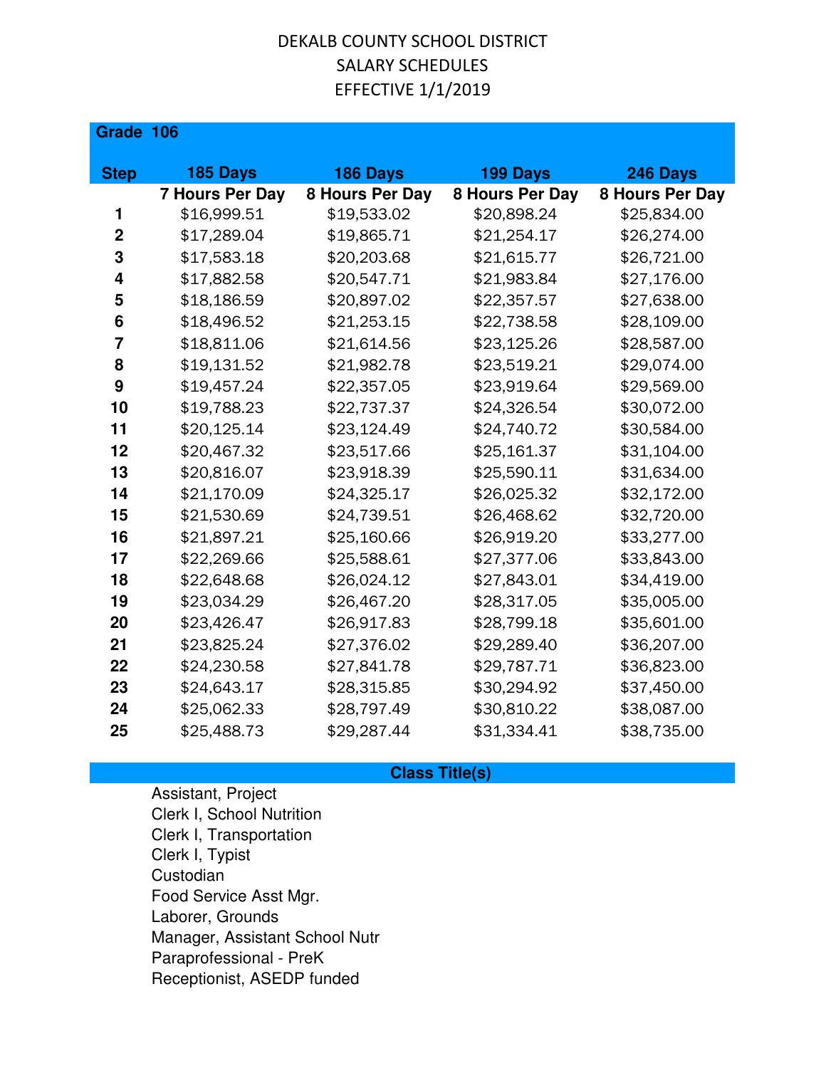# DEKALB COUNTY SCHOOL DISTRICT
## SALARY SCHEDULES
## EFFECTIVE 1/1/2019

**Grade 106**

| Step | 185 Days | 186 Days | 199 Days | 246 Days |
|---|---|---|---|---|
| | 7 Hours Per Day | 8 Hours Per Day | 8 Hours Per Day | 8 Hours Per Day |
| 1 | $16,999.51 | $19,533.02 | $20,898.24 | $25,834.00 |
| 2 | $17,289.04 | $19,865.71 | $21,254.17 | $26,274.00 |
| 3 | $17,583.18 | $20,203.68 | $21,615.77 | $26,721.00 |
| 4 | $17,882.58 | $20,547.71 | $21,983.84 | $27,176.00 |
| 5 | $18,186.59 | $20,897.02 | $22,357.57 | $27,638.00 |
| 6 | $18,496.52 | $21,253.15 | $22,738.58 | $28,109.00 |
| 7 | $18,811.06 | $21,614.56 | $23,125.26 | $28,587.00 |
| 8 | $19,131.52 | $21,982.78 | $23,519.21 | $29,074.00 |
| 9 | $19,457.24 | $22,357.05 | $23,919.64 | $29,569.00 |
| 10 | $19,788.23 | $22,737.37 | $24,326.54 | $30,072.00 |
| 11 | $20,125.14 | $23,124.49 | $24,740.72 | $30,584.00 |
| 12 | $20,467.32 | $23,517.66 | $25,161.37 | $31,104.00 |
| 13 | $20,816.07 | $23,918.39 | $25,590.11 | $31,634.00 |
| 14 | $21,170.09 | $24,325.17 | $26,025.32 | $32,172.00 |
| 15 | $21,530.69 | $24,739.51 | $26,468.62 | $32,720.00 |
| 16 | $21,897.21 | $25,160.66 | $26,919.20 | $33,277.00 |
| 17 | $22,269.66 | $25,588.61 | $27,377.06 | $33,843.00 |
| 18 | $22,648.68 | $26,024.12 | $27,843.01 | $34,419.00 |
| 19 | $23,034.29 | $26,467.20 | $28,317.05 | $35,005.00 |
| 20 | $23,426.47 | $26,917.83 | $28,799.18 | $35,601.00 |
| 21 | $23,825.24 | $27,376.02 | $29,289.40 | $36,207.00 |
| 22 | $24,230.58 | $27,841.78 | $29,787.71 | $36,823.00 |
| 23 | $24,643.17 | $28,315.85 | $30,294.92 | $37,450.00 |
| 24 | $25,062.33 | $28,797.49 | $30,810.22 | $38,087.00 |
| 25 | $25,488.73 | $29,287.44 | $31,334.41 | $38,735.00 |

**Class Title(s)**

- Assistant, Project
- Clerk I, School Nutrition
- Clerk I, Transportation
- Clerk I, Typist
- Custodian
- Food Service Asst Mgr.
- Laborer, Grounds
- Manager, Assistant School Nutr
- Paraprofessional - PreK
- Receptionist, ASEDP funded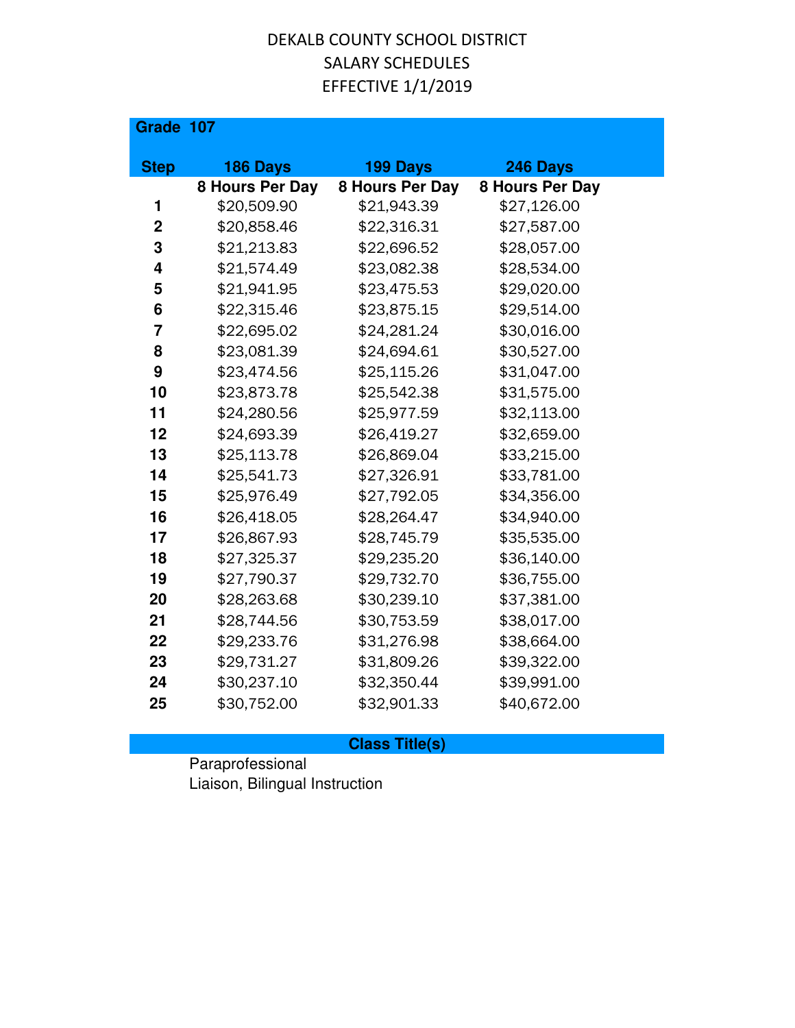# DEKALB COUNTY SCHOOL DISTRICT
## SALARY SCHEDULES
## EFFECTIVE 1/1/2019

**Grade 107**

| Step | 186 Days 8 Hours Per Day | 199 Days 8 Hours Per Day | 246 Days 8 Hours Per Day |
|---|---|---|---|
| 1 | $20,509.90 | $21,943.39 | $27,126.00 |
| 2 | $20,858.46 | $22,316.31 | $27,587.00 |
| 3 | $21,213.83 | $22,696.52 | $28,057.00 |
| 4 | $21,574.49 | $23,082.38 | $28,534.00 |
| 5 | $21,941.95 | $23,475.53 | $29,020.00 |
| 6 | $22,315.46 | $23,875.15 | $29,514.00 |
| 7 | $22,695.02 | $24,281.24 | $30,016.00 |
| 8 | $23,081.39 | $24,694.61 | $30,527.00 |
| 9 | $23,474.56 | $25,115.26 | $31,047.00 |
| 10 | $23,873.78 | $25,542.38 | $31,575.00 |
| 11 | $24,280.56 | $25,977.59 | $32,113.00 |
| 12 | $24,693.39 | $26,419.27 | $32,659.00 |
| 13 | $25,113.78 | $26,869.04 | $33,215.00 |
| 14 | $25,541.73 | $27,326.91 | $33,781.00 |
| 15 | $25,976.49 | $27,792.05 | $34,356.00 |
| 16 | $26,418.05 | $28,264.47 | $34,940.00 |
| 17 | $26,867.93 | $28,745.79 | $35,535.00 |
| 18 | $27,325.37 | $29,235.20 | $36,140.00 |
| 19 | $27,790.37 | $29,732.70 | $36,755.00 |
| 20 | $28,263.68 | $30,239.10 | $37,381.00 |
| 21 | $28,744.56 | $30,753.59 | $38,017.00 |
| 22 | $29,233.76 | $31,276.98 | $38,664.00 |
| 23 | $29,731.27 | $31,809.26 | $39,322.00 |
| 24 | $30,237.10 | $32,350.44 | $39,991.00 |
| 25 | $30,752.00 | $32,901.33 | $40,672.00 |

**Class Title(s)**

Paraprofessional
Liaison, Bilingual Instruction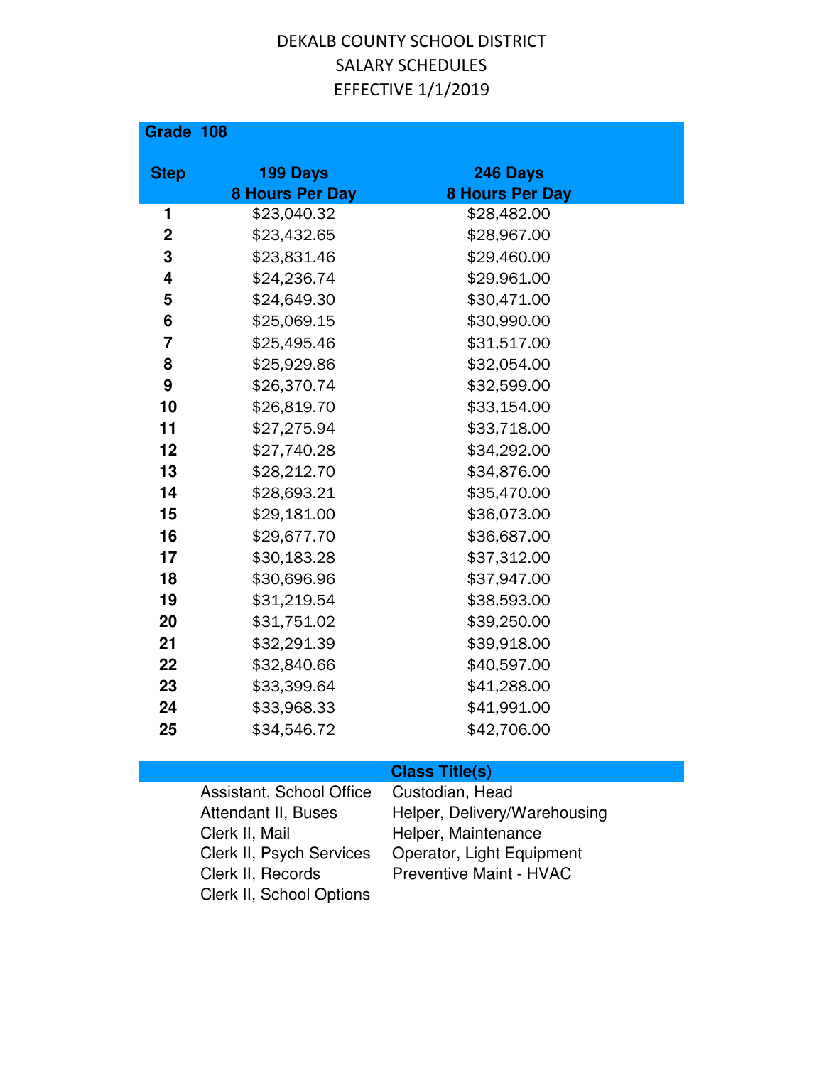# DEKALB COUNTY SCHOOL DISTRICT
## SALARY SCHEDULES
## EFFECTIVE 1/1/2019

**Grade 108**

| Step | 199 Days 8 Hours Per Day | 246 Days 8 Hours Per Day |
|---|---|---|
| 1 | $23,040.32 | $28,482.00 |
| 2 | $23,432.65 | $28,967.00 |
| 3 | $23,831.46 | $29,460.00 |
| 4 | $24,236.74 | $29,961.00 |
| 5 | $24,649.30 | $30,471.00 |
| 6 | $25,069.15 | $30,990.00 |
| 7 | $25,495.46 | $31,517.00 |
| 8 | $25,929.86 | $32,054.00 |
| 9 | $26,370.74 | $32,599.00 |
| 10 | $26,819.70 | $33,154.00 |
| 11 | $27,275.94 | $33,718.00 |
| 12 | $27,740.28 | $34,292.00 |
| 13 | $28,212.70 | $34,876.00 |
| 14 | $28,693.21 | $35,470.00 |
| 15 | $29,181.00 | $36,073.00 |
| 16 | $29,677.70 | $36,687.00 |
| 17 | $30,183.28 | $37,312.00 |
| 18 | $30,696.96 | $37,947.00 |
| 19 | $31,219.54 | $38,593.00 |
| 20 | $31,751.02 | $39,250.00 |
| 21 | $32,291.39 | $39,918.00 |
| 22 | $32,840.66 | $40,597.00 |
| 23 | $33,399.64 | $41,288.00 |
| 24 | $33,968.33 | $41,991.00 |
| 25 | $34,546.72 | $42,706.00 |

**Class Title(s)**

- Assistant, School Office
- Attendant II, Buses
- Clerk II, Mail
- Clerk II, Psych Services
- Clerk II, Records
- Clerk II, School Options
- Custodian, Head
- Helper, Delivery/Warehousing
- Helper, Maintenance
- Operator, Light Equipment
- Preventive Maint - HVAC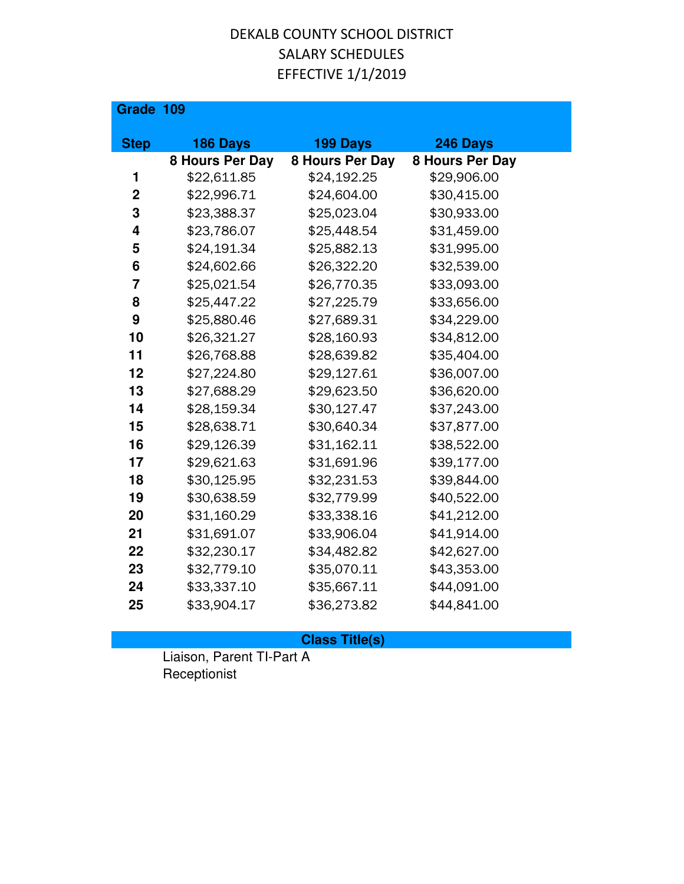DEKALB COUNTY SCHOOL DISTRICT
SALARY SCHEDULES
EFFECTIVE 1/1/2019

**Grade 109**

| Step | 186 Days | 199 Days | 246 Days |
|---|---|---|---|
| | 8 Hours Per Day | 8 Hours Per Day | 8 Hours Per Day |
| 1 | $22,611.85 | $24,192.25 | $29,906.00 |
| 2 | $22,996.71 | $24,604.00 | $30,415.00 |
| 3 | $23,388.37 | $25,023.04 | $30,933.00 |
| 4 | $23,786.07 | $25,448.54 | $31,459.00 |
| 5 | $24,191.34 | $25,882.13 | $31,995.00 |
| 6 | $24,602.66 | $26,322.20 | $32,539.00 |
| 7 | $25,021.54 | $26,770.35 | $33,093.00 |
| 8 | $25,447.22 | $27,225.79 | $33,656.00 |
| 9 | $25,880.46 | $27,689.31 | $34,229.00 |
| 10 | $26,321.27 | $28,160.93 | $34,812.00 |
| 11 | $26,768.88 | $28,639.82 | $35,404.00 |
| 12 | $27,224.80 | $29,127.61 | $36,007.00 |
| 13 | $27,688.29 | $29,623.50 | $36,620.00 |
| 14 | $28,159.34 | $30,127.47 | $37,243.00 |
| 15 | $28,638.71 | $30,640.34 | $37,877.00 |
| 16 | $29,126.39 | $31,162.11 | $38,522.00 |
| 17 | $29,621.63 | $31,691.96 | $39,177.00 |
| 18 | $30,125.95 | $32,231.53 | $39,844.00 |
| 19 | $30,638.59 | $32,779.99 | $40,522.00 |
| 20 | $31,160.29 | $33,338.16 | $41,212.00 |
| 21 | $31,691.07 | $33,906.04 | $41,914.00 |
| 22 | $32,230.17 | $34,482.82 | $42,627.00 |
| 23 | $32,779.10 | $35,070.11 | $43,353.00 |
| 24 | $33,337.10 | $35,667.11 | $44,091.00 |
| 25 | $33,904.17 | $36,273.82 | $44,841.00 |

**Class Title(s)**

Liaison, Parent TI-Part A
Receptionist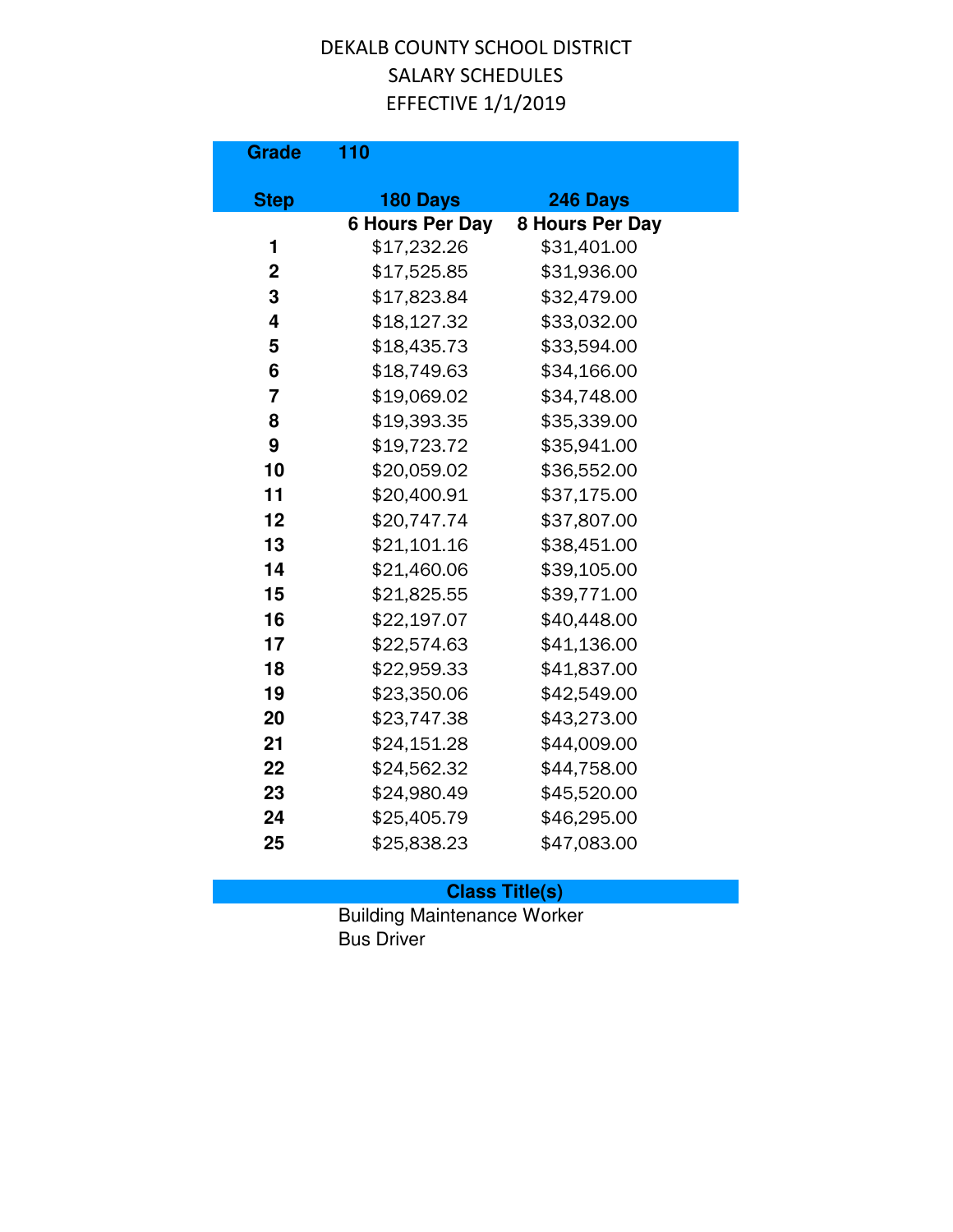DEKALB COUNTY SCHOOL DISTRICT
SALARY SCHEDULES
EFFECTIVE 1/1/2019

| Grade | 110 | |
|---|---|---|
| **Step** | **180 Days** | **246 Days** |
| | **6 Hours Per Day** | **8 Hours Per Day** |
| **1** | $17,232.26 | $31,401.00 |
| **2** | $17,525.85 | $31,936.00 |
| **3** | $17,823.84 | $32,479.00 |
| **4** | $18,127.32 | $33,032.00 |
| **5** | $18,435.73 | $33,594.00 |
| **6** | $18,749.63 | $34,166.00 |
| **7** | $19,069.02 | $34,748.00 |
| **8** | $19,393.35 | $35,339.00 |
| **9** | $19,723.72 | $35,941.00 |
| **10** | $20,059.02 | $36,552.00 |
| **11** | $20,400.91 | $37,175.00 |
| **12** | $20,747.74 | $37,807.00 |
| **13** | $21,101.16 | $38,451.00 |
| **14** | $21,460.06 | $39,105.00 |
| **15** | $21,825.55 | $39,771.00 |
| **16** | $22,197.07 | $40,448.00 |
| **17** | $22,574.63 | $41,136.00 |
| **18** | $22,959.33 | $41,837.00 |
| **19** | $23,350.06 | $42,549.00 |
| **20** | $23,747.38 | $43,273.00 |
| **21** | $24,151.28 | $44,009.00 |
| **22** | $24,562.32 | $44,758.00 |
| **23** | $24,980.49 | $45,520.00 |
| **24** | $25,405.79 | $46,295.00 |
| **25** | $25,838.23 | $47,083.00 |

**Class Title(s)**

Building Maintenance Worker
Bus Driver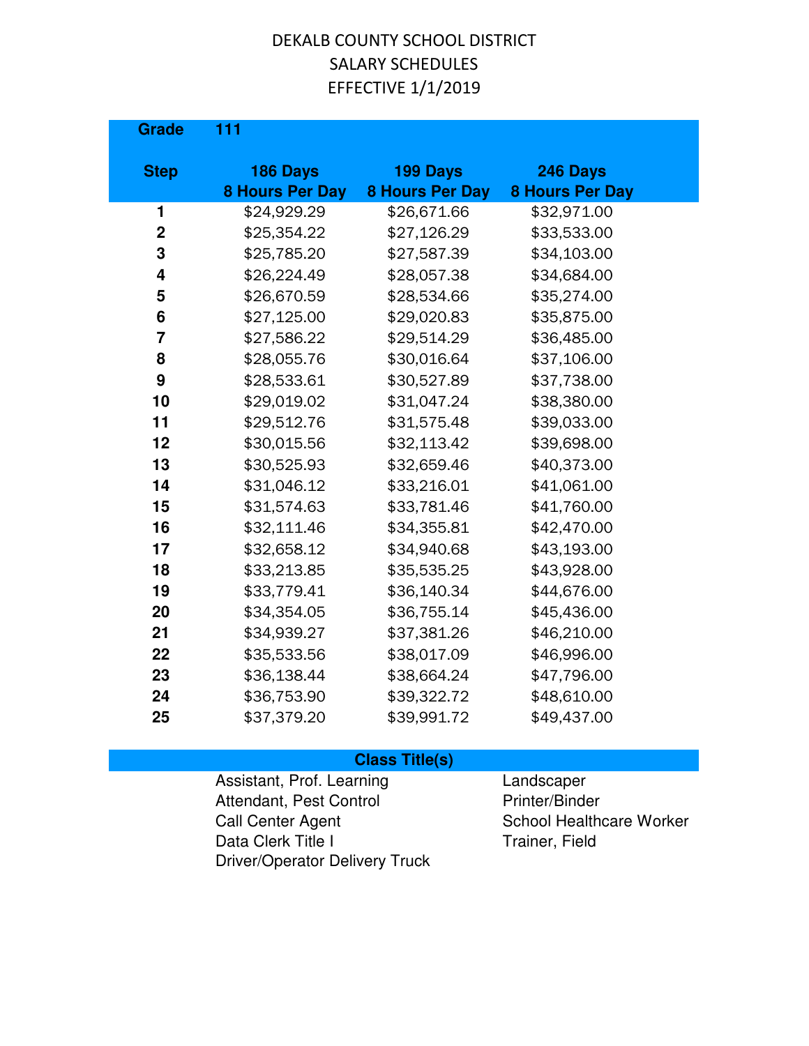# DEKALB COUNTY SCHOOL DISTRICT
## SALARY SCHEDULES
## EFFECTIVE 1/1/2019

**Grade 111**

| Step | 186 Days 8 Hours Per Day | 199 Days 8 Hours Per Day | 246 Days 8 Hours Per Day |
|---|---|---|---|
| 1 | $24,929.29 | $26,671.66 | $32,971.00 |
| 2 | $25,354.22 | $27,126.29 | $33,533.00 |
| 3 | $25,785.20 | $27,587.39 | $34,103.00 |
| 4 | $26,224.49 | $28,057.38 | $34,684.00 |
| 5 | $26,670.59 | $28,534.66 | $35,274.00 |
| 6 | $27,125.00 | $29,020.83 | $35,875.00 |
| 7 | $27,586.22 | $29,514.29 | $36,485.00 |
| 8 | $28,055.76 | $30,016.64 | $37,106.00 |
| 9 | $28,533.61 | $30,527.89 | $37,738.00 |
| 10 | $29,019.02 | $31,047.24 | $38,380.00 |
| 11 | $29,512.76 | $31,575.48 | $39,033.00 |
| 12 | $30,015.56 | $32,113.42 | $39,698.00 |
| 13 | $30,525.93 | $32,659.46 | $40,373.00 |
| 14 | $31,046.12 | $33,216.01 | $41,061.00 |
| 15 | $31,574.63 | $33,781.46 | $41,760.00 |
| 16 | $32,111.46 | $34,355.81 | $42,470.00 |
| 17 | $32,658.12 | $34,940.68 | $43,193.00 |
| 18 | $33,213.85 | $35,535.25 | $43,928.00 |
| 19 | $33,779.41 | $36,140.34 | $44,676.00 |
| 20 | $34,354.05 | $36,755.14 | $45,436.00 |
| 21 | $34,939.27 | $37,381.26 | $46,210.00 |
| 22 | $35,533.56 | $38,017.09 | $46,996.00 |
| 23 | $36,138.44 | $38,664.24 | $47,796.00 |
| 24 | $36,753.90 | $39,322.72 | $48,610.00 |
| 25 | $37,379.20 | $39,991.72 | $49,437.00 |

**Class Title(s)**

- Assistant, Prof. Learning
- Attendant, Pest Control
- Call Center Agent
- Data Clerk Title I
- Driver/Operator Delivery Truck
- Landscaper
- Printer/Binder
- School Healthcare Worker
- Trainer, Field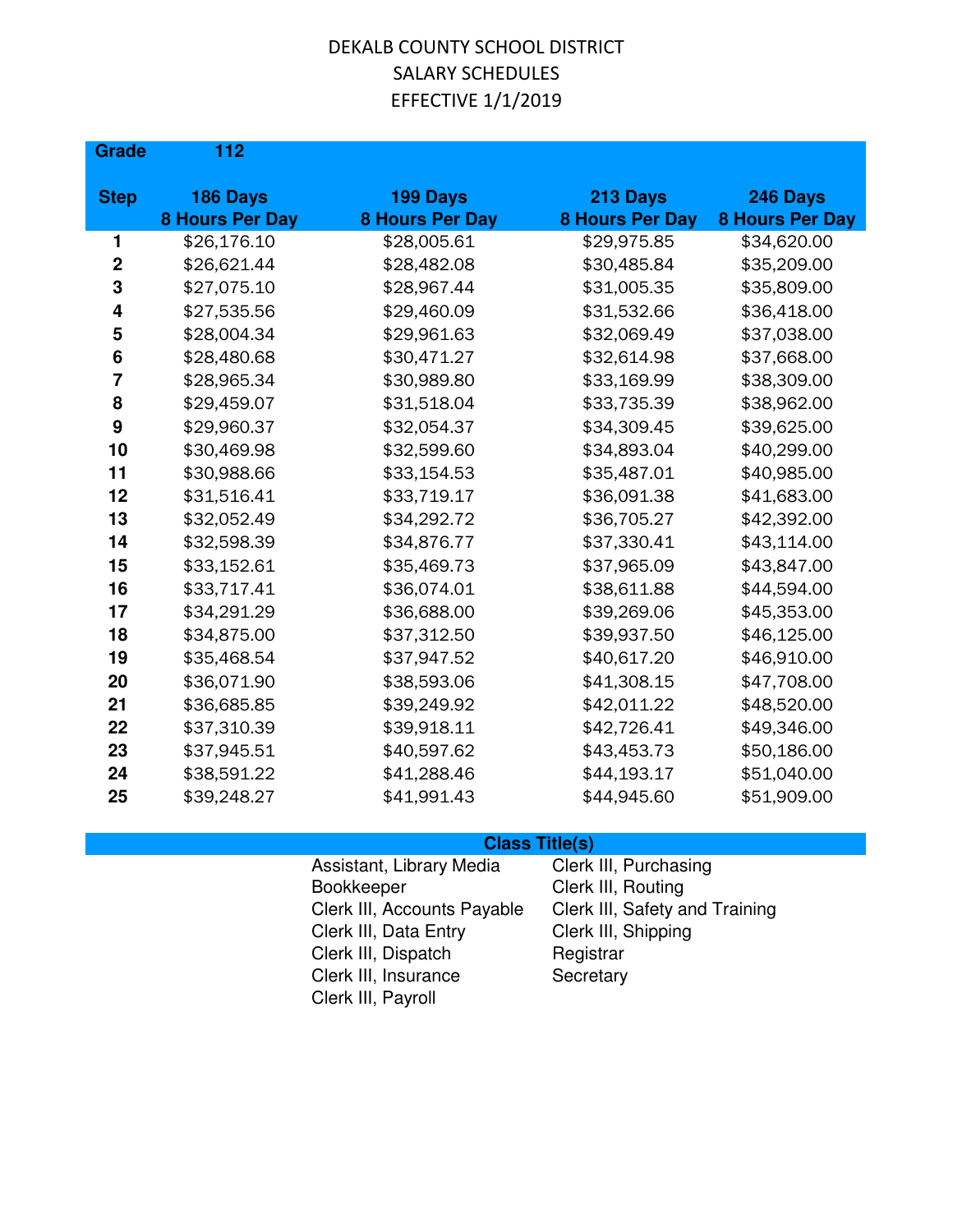DEKALB COUNTY SCHOOL DISTRICT
SALARY SCHEDULES
EFFECTIVE 1/1/2019

**Grade 112**

| Step | 186 Days 8 Hours Per Day | 199 Days 8 Hours Per Day | 213 Days 8 Hours Per Day | 246 Days 8 Hours Per Day |
|---|---|---|---|---|
| 1 | $26,176.10 | $28,005.61 | $29,975.85 | $34,620.00 |
| 2 | $26,621.44 | $28,482.08 | $30,485.84 | $35,209.00 |
| 3 | $27,075.10 | $28,967.44 | $31,005.35 | $35,809.00 |
| 4 | $27,535.56 | $29,460.09 | $31,532.66 | $36,418.00 |
| 5 | $28,004.34 | $29,961.63 | $32,069.49 | $37,038.00 |
| 6 | $28,480.68 | $30,471.27 | $32,614.98 | $37,668.00 |
| 7 | $28,965.34 | $30,989.80 | $33,169.99 | $38,309.00 |
| 8 | $29,459.07 | $31,518.04 | $33,735.39 | $38,962.00 |
| 9 | $29,960.37 | $32,054.37 | $34,309.45 | $39,625.00 |
| 10 | $30,469.98 | $32,599.60 | $34,893.04 | $40,299.00 |
| 11 | $30,988.66 | $33,154.53 | $35,487.01 | $40,985.00 |
| 12 | $31,516.41 | $33,719.17 | $36,091.38 | $41,683.00 |
| 13 | $32,052.49 | $34,292.72 | $36,705.27 | $42,392.00 |
| 14 | $32,598.39 | $34,876.77 | $37,330.41 | $43,114.00 |
| 15 | $33,152.61 | $35,469.73 | $37,965.09 | $43,847.00 |
| 16 | $33,717.41 | $36,074.01 | $38,611.88 | $44,594.00 |
| 17 | $34,291.29 | $36,688.00 | $39,269.06 | $45,353.00 |
| 18 | $34,875.00 | $37,312.50 | $39,937.50 | $46,125.00 |
| 19 | $35,468.54 | $37,947.52 | $40,617.20 | $46,910.00 |
| 20 | $36,071.90 | $38,593.06 | $41,308.15 | $47,708.00 |
| 21 | $36,685.85 | $39,249.92 | $42,011.22 | $48,520.00 |
| 22 | $37,310.39 | $39,918.11 | $42,726.41 | $49,346.00 |
| 23 | $37,945.51 | $40,597.62 | $43,453.73 | $50,186.00 |
| 24 | $38,591.22 | $41,288.46 | $44,193.17 | $51,040.00 |
| 25 | $39,248.27 | $41,991.43 | $44,945.60 | $51,909.00 |

**Class Title(s)**

- Assistant, Library Media
- Bookkeeper
- Clerk III, Accounts Payable
- Clerk III, Data Entry
- Clerk III, Dispatch
- Clerk III, Insurance
- Clerk III, Payroll
- Clerk III, Purchasing
- Clerk III, Routing
- Clerk III, Safety and Training
- Clerk III, Shipping
- Registrar
- Secretary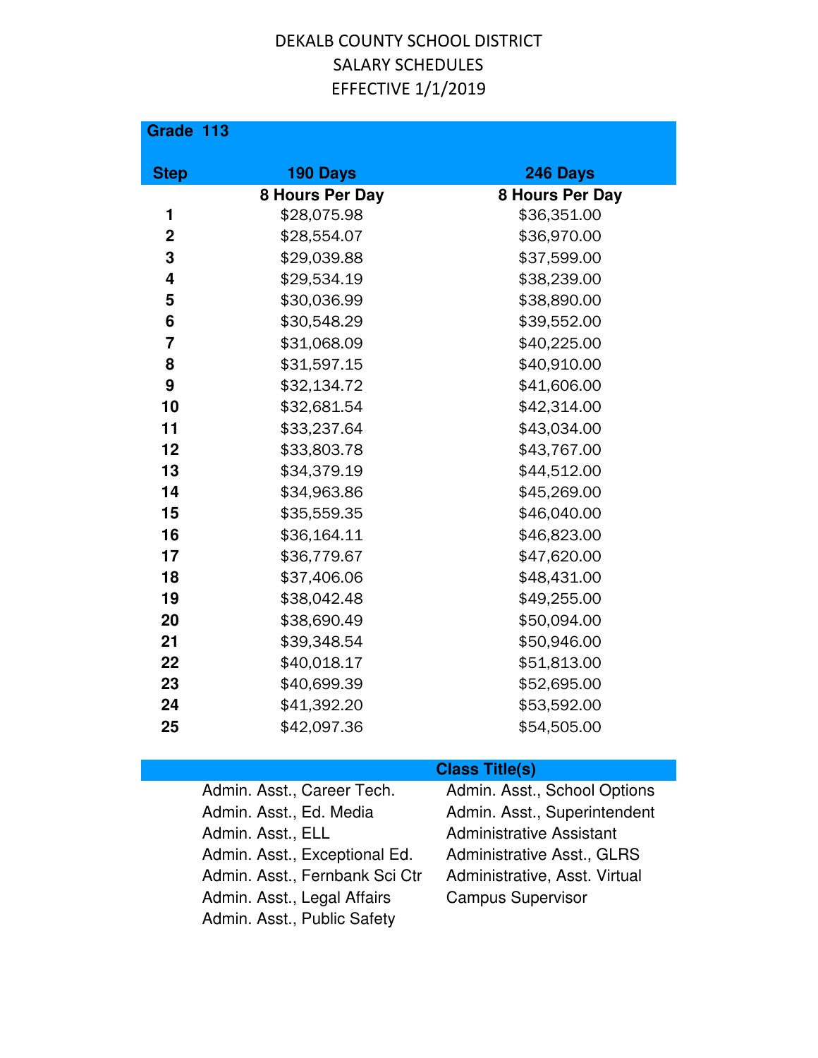# DEKALB COUNTY SCHOOL DISTRICT
## SALARY SCHEDULES
## EFFECTIVE 1/1/2019

**Grade 113**

| Step | 190 Days<br>8 Hours Per Day | 246 Days<br>8 Hours Per Day |
|---|---|---|
| 1 | $28,075.98 | $36,351.00 |
| 2 | $28,554.07 | $36,970.00 |
| 3 | $29,039.88 | $37,599.00 |
| 4 | $29,534.19 | $38,239.00 |
| 5 | $30,036.99 | $38,890.00 |
| 6 | $30,548.29 | $39,552.00 |
| 7 | $31,068.09 | $40,225.00 |
| 8 | $31,597.15 | $40,910.00 |
| 9 | $32,134.72 | $41,606.00 |
| 10 | $32,681.54 | $42,314.00 |
| 11 | $33,237.64 | $43,034.00 |
| 12 | $33,803.78 | $43,767.00 |
| 13 | $34,379.19 | $44,512.00 |
| 14 | $34,963.86 | $45,269.00 |
| 15 | $35,559.35 | $46,040.00 |
| 16 | $36,164.11 | $46,823.00 |
| 17 | $36,779.67 | $47,620.00 |
| 18 | $37,406.06 | $48,431.00 |
| 19 | $38,042.48 | $49,255.00 |
| 20 | $38,690.49 | $50,094.00 |
| 21 | $39,348.54 | $50,946.00 |
| 22 | $40,018.17 | $51,813.00 |
| 23 | $40,699.39 | $52,695.00 |
| 24 | $41,392.20 | $53,592.00 |
| 25 | $42,097.36 | $54,505.00 |

**Class Title(s)**

- Admin. Asst., Career Tech.
- Admin. Asst., Ed. Media
- Admin. Asst., ELL
- Admin. Asst., Exceptional Ed.
- Admin. Asst., Fernbank Sci Ctr
- Admin. Asst., Legal Affairs
- Admin. Asst., Public Safety
- Admin. Asst., School Options
- Admin. Asst., Superintendent
- Administrative Assistant
- Administrative Asst., GLRS
- Administrative, Asst. Virtual
- Campus Supervisor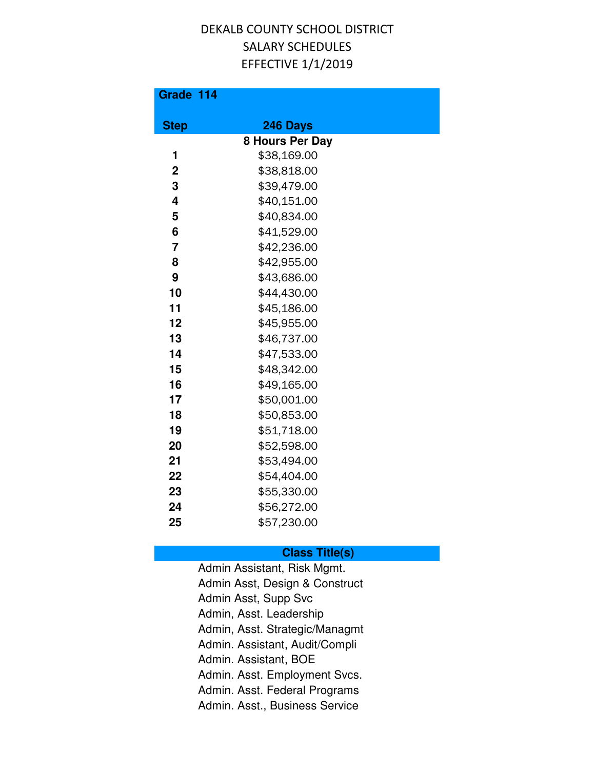DEKALB COUNTY SCHOOL DISTRICT
SALARY SCHEDULES
EFFECTIVE 1/1/2019

| Grade 114 | |
|---|---|
| **Step** | **246 Days** |
| | **8 Hours Per Day** |
| **1** | $38,169.00 |
| **2** | $38,818.00 |
| **3** | $39,479.00 |
| **4** | $40,151.00 |
| **5** | $40,834.00 |
| **6** | $41,529.00 |
| **7** | $42,236.00 |
| **8** | $42,955.00 |
| **9** | $43,686.00 |
| **10** | $44,430.00 |
| **11** | $45,186.00 |
| **12** | $45,955.00 |
| **13** | $46,737.00 |
| **14** | $47,533.00 |
| **15** | $48,342.00 |
| **16** | $49,165.00 |
| **17** | $50,001.00 |
| **18** | $50,853.00 |
| **19** | $51,718.00 |
| **20** | $52,598.00 |
| **21** | $53,494.00 |
| **22** | $54,404.00 |
| **23** | $55,330.00 |
| **24** | $56,272.00 |
| **25** | $57,230.00 |

| Class Title(s) |
|---|
| Admin Assistant, Risk Mgmt. |
| Admin Asst, Design & Construct |
| Admin Asst, Supp Svc |
| Admin, Asst. Leadership |
| Admin, Asst. Strategic/Managmt |
| Admin. Assistant, Audit/Compli |
| Admin. Assistant, BOE |
| Admin. Asst. Employment Svcs. |
| Admin. Asst. Federal Programs |
| Admin. Asst., Business Service |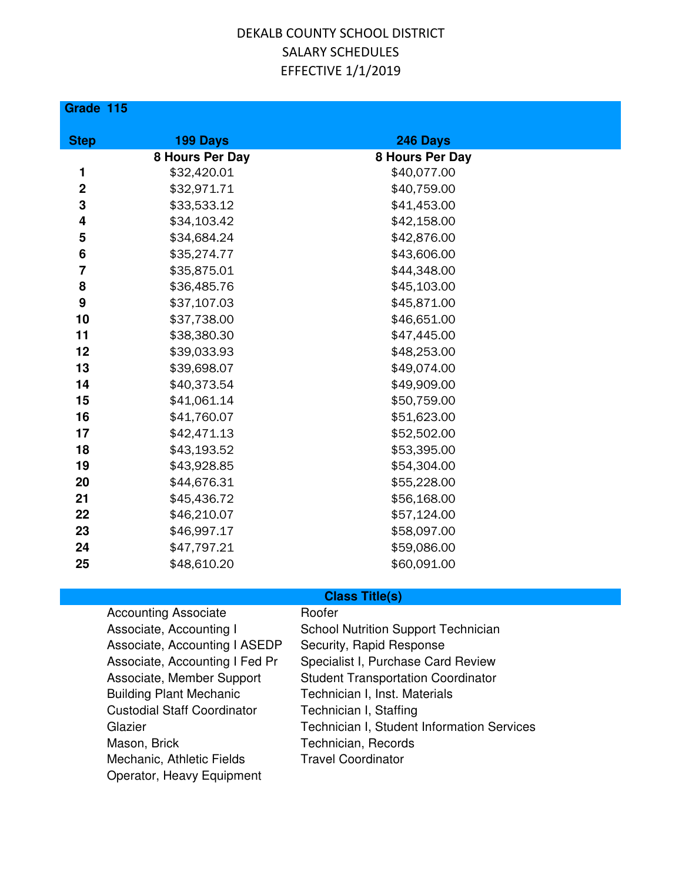DEKALB COUNTY SCHOOL DISTRICT
SALARY SCHEDULES
EFFECTIVE 1/1/2019

**Grade 115**

| Step | 199 Days | 246 Days |
|---|---|---|
| | 8 Hours Per Day | 8 Hours Per Day |
| 1 | $32,420.01 | $40,077.00 |
| 2 | $32,971.71 | $40,759.00 |
| 3 | $33,533.12 | $41,453.00 |
| 4 | $34,103.42 | $42,158.00 |
| 5 | $34,684.24 | $42,876.00 |
| 6 | $35,274.77 | $43,606.00 |
| 7 | $35,875.01 | $44,348.00 |
| 8 | $36,485.76 | $45,103.00 |
| 9 | $37,107.03 | $45,871.00 |
| 10 | $37,738.00 | $46,651.00 |
| 11 | $38,380.30 | $47,445.00 |
| 12 | $39,033.93 | $48,253.00 |
| 13 | $39,698.07 | $49,074.00 |
| 14 | $40,373.54 | $49,909.00 |
| 15 | $41,061.14 | $50,759.00 |
| 16 | $41,760.07 | $51,623.00 |
| 17 | $42,471.13 | $52,502.00 |
| 18 | $43,193.52 | $53,395.00 |
| 19 | $43,928.85 | $54,304.00 |
| 20 | $44,676.31 | $55,228.00 |
| 21 | $45,436.72 | $56,168.00 |
| 22 | $46,210.07 | $57,124.00 |
| 23 | $46,997.17 | $58,097.00 |
| 24 | $47,797.21 | $59,086.00 |
| 25 | $48,610.20 | $60,091.00 |

**Class Title(s)**

| | |
|---|---|
| Accounting Associate | Roofer |
| Associate, Accounting I | School Nutrition Support Technician |
| Associate, Accounting I ASEDP | Security, Rapid Response |
| Associate, Accounting I Fed Pr | Specialist I, Purchase Card Review |
| Associate, Member Support | Student Transportation Coordinator |
| Building Plant Mechanic | Technician I, Inst. Materials |
| Custodial Staff Coordinator | Technician I, Staffing |
| Glazier | Technician I, Student Information Services |
| Mason, Brick | Technician, Records |
| Mechanic, Athletic Fields | Travel Coordinator |
| Operator, Heavy Equipment | |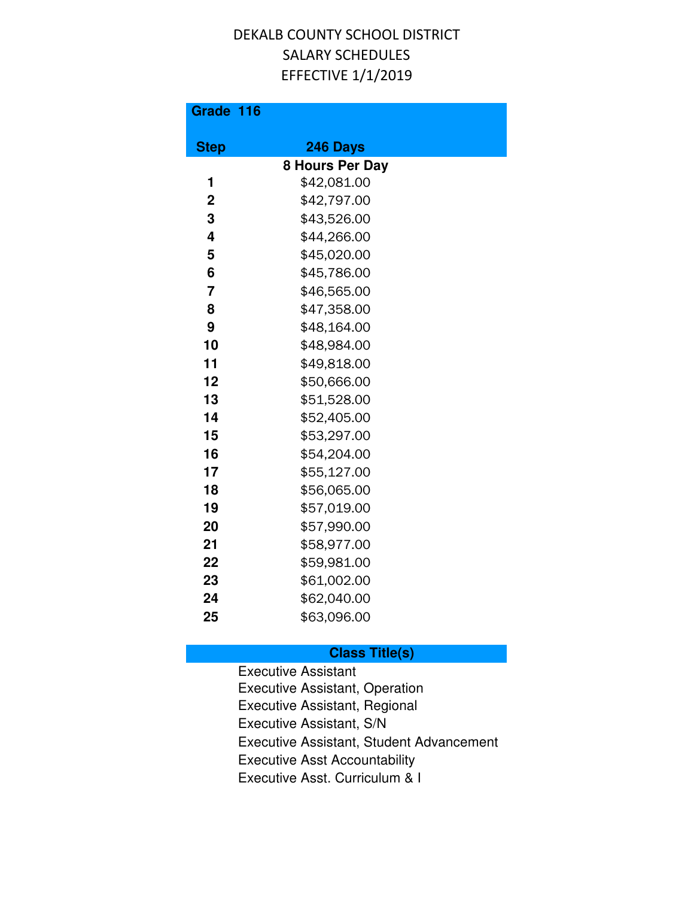DEKALB COUNTY SCHOOL DISTRICT
SALARY SCHEDULES
EFFECTIVE 1/1/2019

**Grade 116**

| Step | 246 Days |
|---|---|
| | **8 Hours Per Day** |
| 1 | $42,081.00 |
| 2 | $42,797.00 |
| 3 | $43,526.00 |
| 4 | $44,266.00 |
| 5 | $45,020.00 |
| 6 | $45,786.00 |
| 7 | $46,565.00 |
| 8 | $47,358.00 |
| 9 | $48,164.00 |
| 10 | $48,984.00 |
| 11 | $49,818.00 |
| 12 | $50,666.00 |
| 13 | $51,528.00 |
| 14 | $52,405.00 |
| 15 | $53,297.00 |
| 16 | $54,204.00 |
| 17 | $55,127.00 |
| 18 | $56,065.00 |
| 19 | $57,019.00 |
| 20 | $57,990.00 |
| 21 | $58,977.00 |
| 22 | $59,981.00 |
| 23 | $61,002.00 |
| 24 | $62,040.00 |
| 25 | $63,096.00 |

**Class Title(s)**

Executive Assistant
Executive Assistant, Operation
Executive Assistant, Regional
Executive Assistant, S/N
Executive Assistant, Student Advancement
Executive Asst Accountability
Executive Asst. Curriculum & I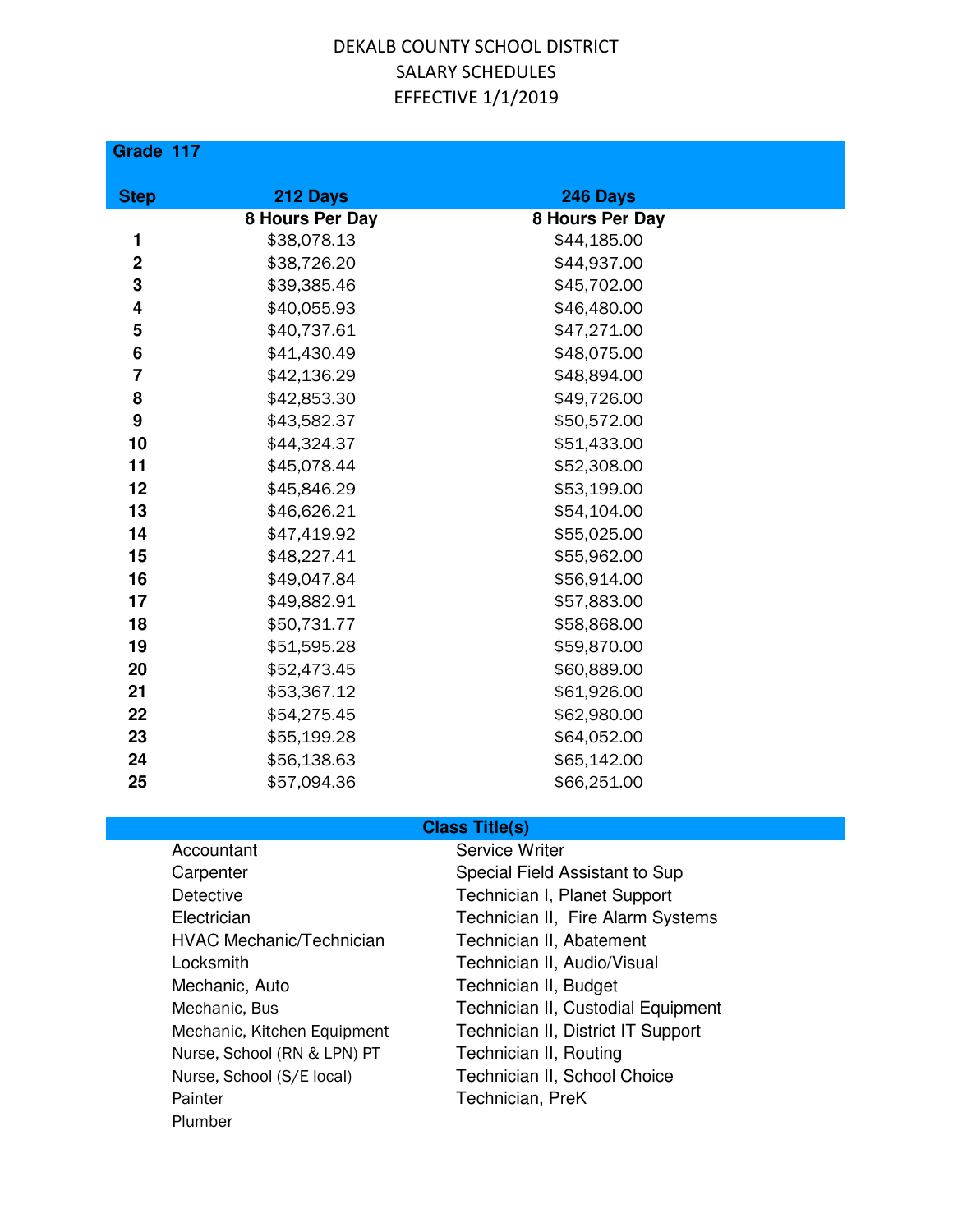DEKALB COUNTY SCHOOL DISTRICT
SALARY SCHEDULES
EFFECTIVE 1/1/2019

**Grade 117**

| Step | 212 Days<br>8 Hours Per Day | 246 Days<br>8 Hours Per Day |
|---|---|---|
| 1 | $38,078.13 | $44,185.00 |
| 2 | $38,726.20 | $44,937.00 |
| 3 | $39,385.46 | $45,702.00 |
| 4 | $40,055.93 | $46,480.00 |
| 5 | $40,737.61 | $47,271.00 |
| 6 | $41,430.49 | $48,075.00 |
| 7 | $42,136.29 | $48,894.00 |
| 8 | $42,853.30 | $49,726.00 |
| 9 | $43,582.37 | $50,572.00 |
| 10 | $44,324.37 | $51,433.00 |
| 11 | $45,078.44 | $52,308.00 |
| 12 | $45,846.29 | $53,199.00 |
| 13 | $46,626.21 | $54,104.00 |
| 14 | $47,419.92 | $55,025.00 |
| 15 | $48,227.41 | $55,962.00 |
| 16 | $49,047.84 | $56,914.00 |
| 17 | $49,882.91 | $57,883.00 |
| 18 | $50,731.77 | $58,868.00 |
| 19 | $51,595.28 | $59,870.00 |
| 20 | $52,473.45 | $60,889.00 |
| 21 | $53,367.12 | $61,926.00 |
| 22 | $54,275.45 | $62,980.00 |
| 23 | $55,199.28 | $64,052.00 |
| 24 | $56,138.63 | $65,142.00 |
| 25 | $57,094.36 | $66,251.00 |

**Class Title(s)**

- Accountant
- Carpenter
- Detective
- Electrician
- HVAC Mechanic/Technician
- Locksmith
- Mechanic, Auto
- Mechanic, Bus
- Mechanic, Kitchen Equipment
- Nurse, School (RN & LPN) PT
- Nurse, School (S/E local)
- Painter
- Plumber
- Service Writer
- Special Field Assistant to Sup
- Technician I, Planet Support
- Technician II, Fire Alarm Systems
- Technician II, Abatement
- Technician II, Audio/Visual
- Technician II, Budget
- Technician II, Custodial Equipment
- Technician II, District IT Support
- Technician II, Routing
- Technician II, School Choice
- Technician, PreK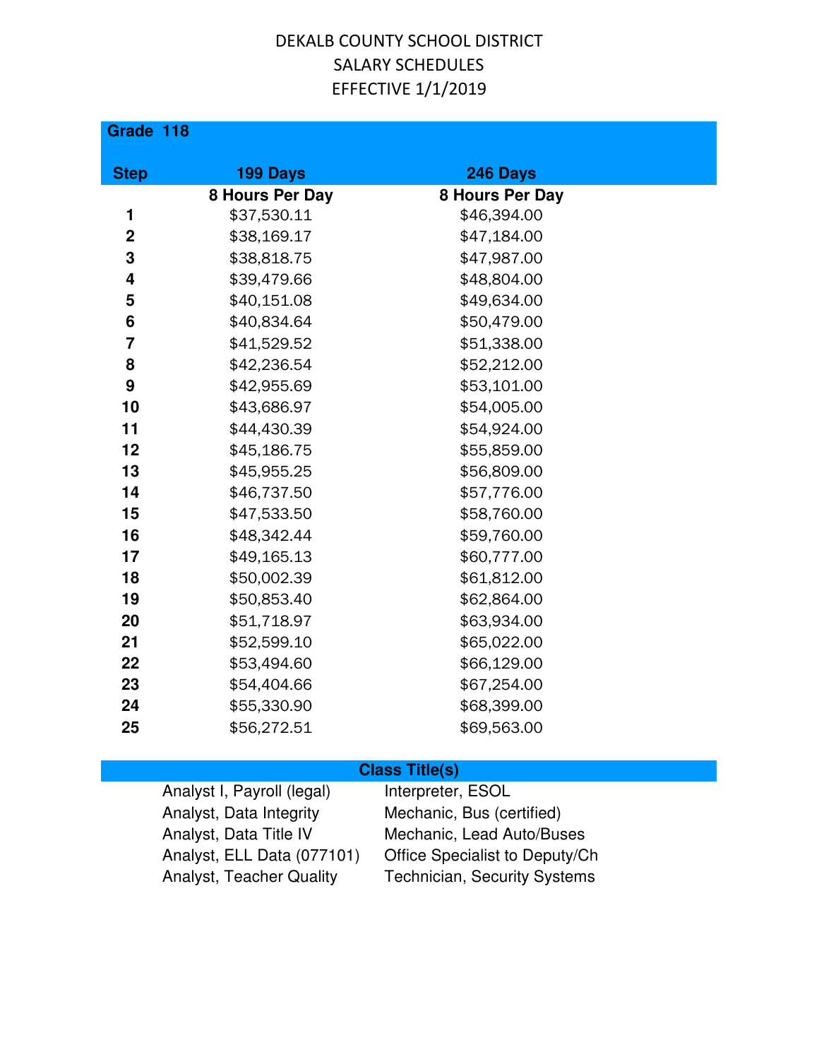DEKALB COUNTY SCHOOL DISTRICT
SALARY SCHEDULES
EFFECTIVE 1/1/2019

**Grade 118**

| Step | 199 Days | 246 Days |
|---|---|---|
| | 8 Hours Per Day | 8 Hours Per Day |
| 1 | $37,530.11 | $46,394.00 |
| 2 | $38,169.17 | $47,184.00 |
| 3 | $38,818.75 | $47,987.00 |
| 4 | $39,479.66 | $48,804.00 |
| 5 | $40,151.08 | $49,634.00 |
| 6 | $40,834.64 | $50,479.00 |
| 7 | $41,529.52 | $51,338.00 |
| 8 | $42,236.54 | $52,212.00 |
| 9 | $42,955.69 | $53,101.00 |
| 10 | $43,686.97 | $54,005.00 |
| 11 | $44,430.39 | $54,924.00 |
| 12 | $45,186.75 | $55,859.00 |
| 13 | $45,955.25 | $56,809.00 |
| 14 | $46,737.50 | $57,776.00 |
| 15 | $47,533.50 | $58,760.00 |
| 16 | $48,342.44 | $59,760.00 |
| 17 | $49,165.13 | $60,777.00 |
| 18 | $50,002.39 | $61,812.00 |
| 19 | $50,853.40 | $62,864.00 |
| 20 | $51,718.97 | $63,934.00 |
| 21 | $52,599.10 | $65,022.00 |
| 22 | $53,494.60 | $66,129.00 |
| 23 | $54,404.66 | $67,254.00 |
| 24 | $55,330.90 | $68,399.00 |
| 25 | $56,272.51 | $69,563.00 |

| Class Title(s) | |
|---|---|
| Analyst I, Payroll (legal) | Interpreter, ESOL |
| Analyst, Data Integrity | Mechanic, Bus (certified) |
| Analyst, Data Title IV | Mechanic, Lead Auto/Buses |
| Analyst, ELL Data (077101) | Office Specialist to Deputy/Ch |
| Analyst, Teacher Quality | Technician, Security Systems |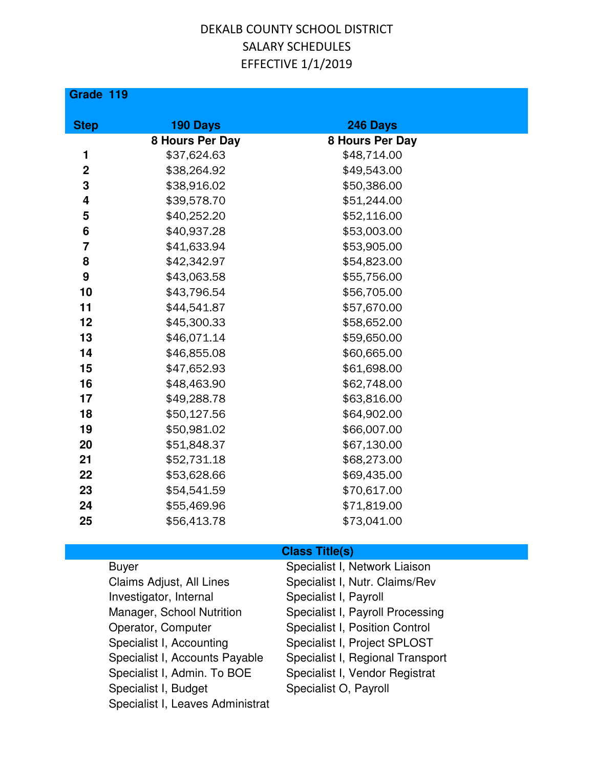# DEKALB COUNTY SCHOOL DISTRICT
## SALARY SCHEDULES
## EFFECTIVE 1/1/2019

**Grade 119**

| Step | 190 Days | 246 Days |
|---|---|---|
| | **8 Hours Per Day** | **8 Hours Per Day** |
| 1 | $37,624.63 | $48,714.00 |
| 2 | $38,264.92 | $49,543.00 |
| 3 | $38,916.02 | $50,386.00 |
| 4 | $39,578.70 | $51,244.00 |
| 5 | $40,252.20 | $52,116.00 |
| 6 | $40,937.28 | $53,003.00 |
| 7 | $41,633.94 | $53,905.00 |
| 8 | $42,342.97 | $54,823.00 |
| 9 | $43,063.58 | $55,756.00 |
| 10 | $43,796.54 | $56,705.00 |
| 11 | $44,541.87 | $57,670.00 |
| 12 | $45,300.33 | $58,652.00 |
| 13 | $46,071.14 | $59,650.00 |
| 14 | $46,855.08 | $60,665.00 |
| 15 | $47,652.93 | $61,698.00 |
| 16 | $48,463.90 | $62,748.00 |
| 17 | $49,288.78 | $63,816.00 |
| 18 | $50,127.56 | $64,902.00 |
| 19 | $50,981.02 | $66,007.00 |
| 20 | $51,848.37 | $67,130.00 |
| 21 | $52,731.18 | $68,273.00 |
| 22 | $53,628.66 | $69,435.00 |
| 23 | $54,541.59 | $70,617.00 |
| 24 | $55,469.96 | $71,819.00 |
| 25 | $56,413.78 | $73,041.00 |

**Class Title(s)**

| | |
|---|---|
| Buyer | Specialist I, Network Liaison |
| Claims Adjust, All Lines | Specialist I, Nutr. Claims/Rev |
| Investigator, Internal | Specialist I, Payroll |
| Manager, School Nutrition | Specialist I, Payroll Processing |
| Operator, Computer | Specialist I, Position Control |
| Specialist I, Accounting | Specialist I, Project SPLOST |
| Specialist I, Accounts Payable | Specialist I, Regional Transport |
| Specialist I, Admin. To BOE | Specialist I, Vendor Registrat |
| Specialist I, Budget | Specialist O, Payroll |
| Specialist I, Leaves Administrat | |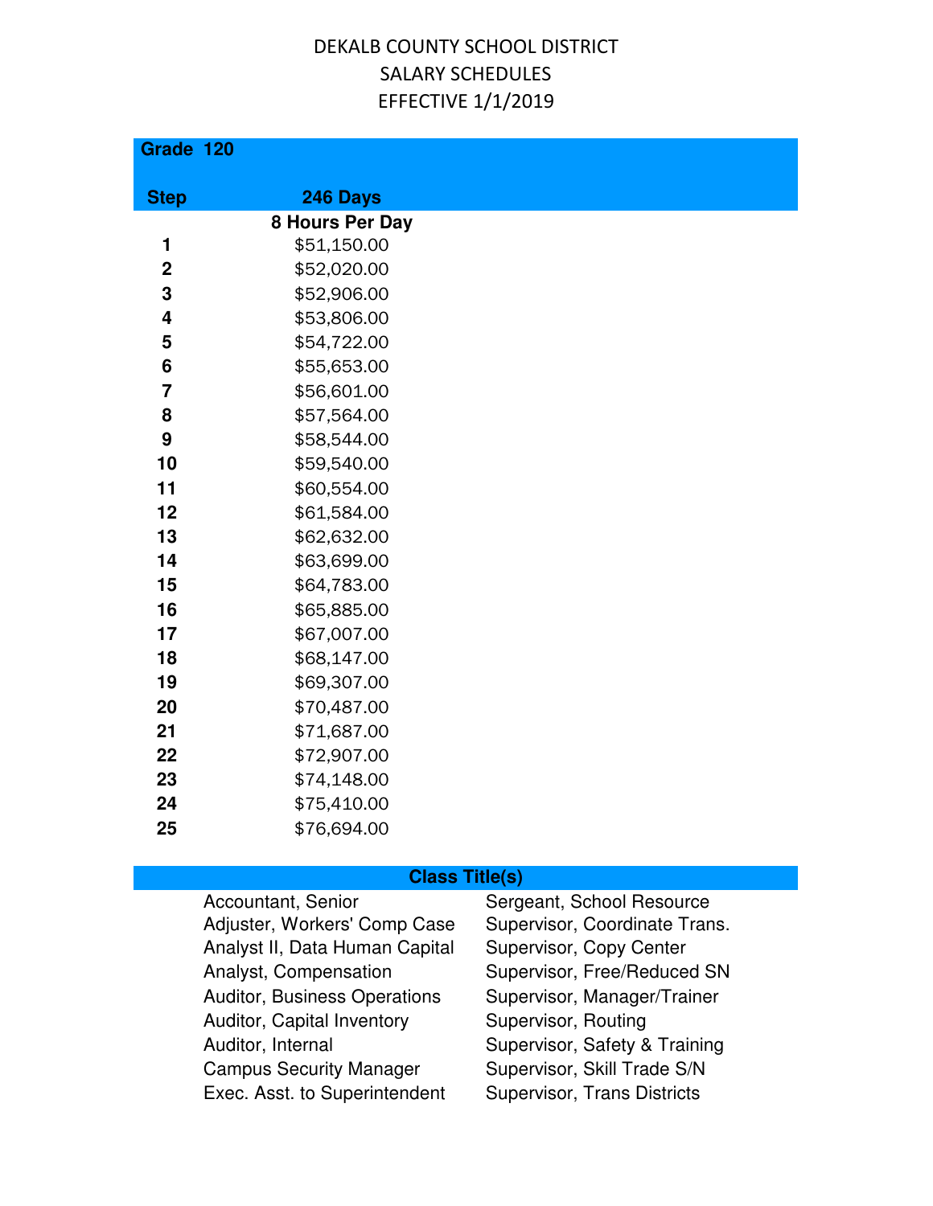# DEKALB COUNTY SCHOOL DISTRICT
## SALARY SCHEDULES
## EFFECTIVE 1/1/2019

**Grade 120**

| Step | 246 Days<br>8 Hours Per Day |
|---|---|
| 1 | $51,150.00 |
| 2 | $52,020.00 |
| 3 | $52,906.00 |
| 4 | $53,806.00 |
| 5 | $54,722.00 |
| 6 | $55,653.00 |
| 7 | $56,601.00 |
| 8 | $57,564.00 |
| 9 | $58,544.00 |
| 10 | $59,540.00 |
| 11 | $60,554.00 |
| 12 | $61,584.00 |
| 13 | $62,632.00 |
| 14 | $63,699.00 |
| 15 | $64,783.00 |
| 16 | $65,885.00 |
| 17 | $67,007.00 |
| 18 | $68,147.00 |
| 19 | $69,307.00 |
| 20 | $70,487.00 |
| 21 | $71,687.00 |
| 22 | $72,907.00 |
| 23 | $74,148.00 |
| 24 | $75,410.00 |
| 25 | $76,694.00 |

**Class Title(s)**

| | |
|---|---|
| Accountant, Senior | Sergeant, School Resource |
| Adjuster, Workers' Comp Case | Supervisor, Coordinate Trans. |
| Analyst II, Data Human Capital | Supervisor, Copy Center |
| Analyst, Compensation | Supervisor, Free/Reduced SN |
| Auditor, Business Operations | Supervisor, Manager/Trainer |
| Auditor, Capital Inventory | Supervisor, Routing |
| Auditor, Internal | Supervisor, Safety & Training |
| Campus Security Manager | Supervisor, Skill Trade S/N |
| Exec. Asst. to Superintendent | Supervisor, Trans Districts |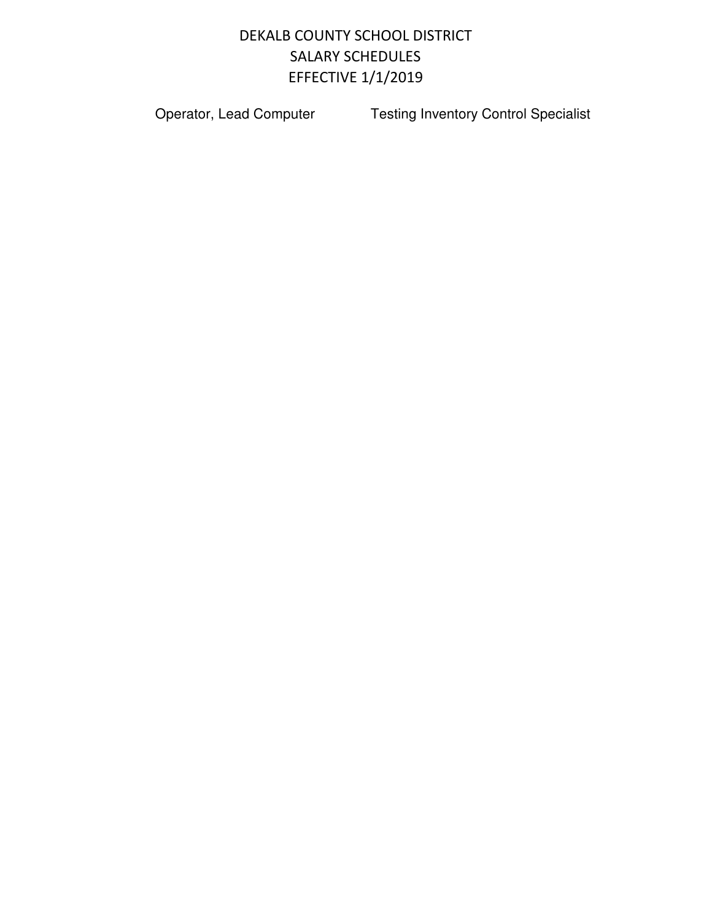# DEKALB COUNTY SCHOOL DISTRICT
## SALARY SCHEDULES
## EFFECTIVE 1/1/2019

Operator, Lead Computer

Testing Inventory Control Specialist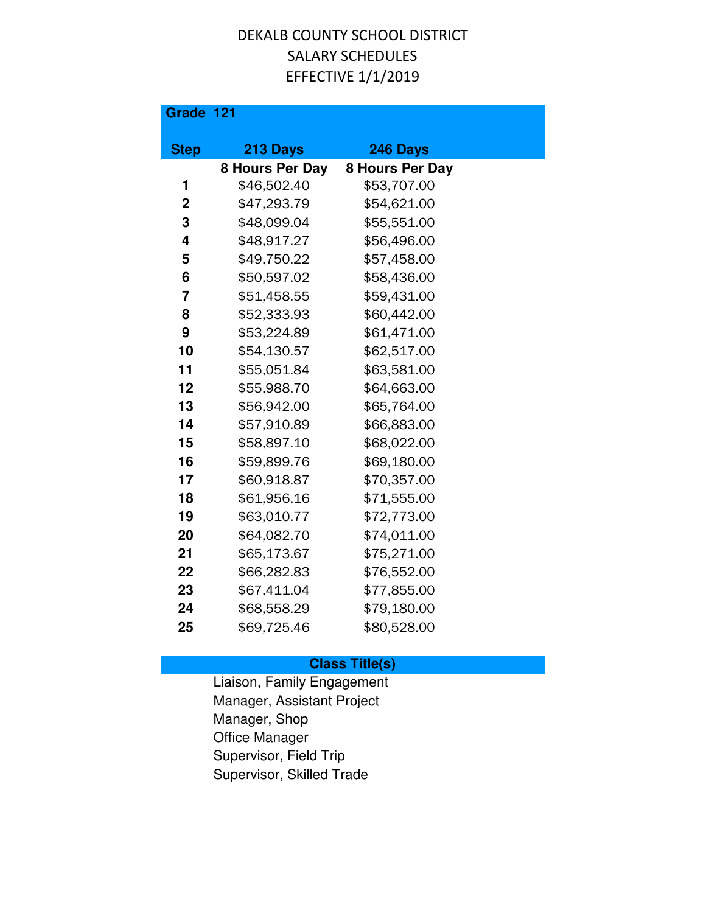DEKALB COUNTY SCHOOL DISTRICT
SALARY SCHEDULES
EFFECTIVE 1/1/2019

**Grade 121**

| Step | 213 Days | 246 Days |
|---|---|---|
| | 8 Hours Per Day | 8 Hours Per Day |
| 1 | $46,502.40 | $53,707.00 |
| 2 | $47,293.79 | $54,621.00 |
| 3 | $48,099.04 | $55,551.00 |
| 4 | $48,917.27 | $56,496.00 |
| 5 | $49,750.22 | $57,458.00 |
| 6 | $50,597.02 | $58,436.00 |
| 7 | $51,458.55 | $59,431.00 |
| 8 | $52,333.93 | $60,442.00 |
| 9 | $53,224.89 | $61,471.00 |
| 10 | $54,130.57 | $62,517.00 |
| 11 | $55,051.84 | $63,581.00 |
| 12 | $55,988.70 | $64,663.00 |
| 13 | $56,942.00 | $65,764.00 |
| 14 | $57,910.89 | $66,883.00 |
| 15 | $58,897.10 | $68,022.00 |
| 16 | $59,899.76 | $69,180.00 |
| 17 | $60,918.87 | $70,357.00 |
| 18 | $61,956.16 | $71,555.00 |
| 19 | $63,010.77 | $72,773.00 |
| 20 | $64,082.70 | $74,011.00 |
| 21 | $65,173.67 | $75,271.00 |
| 22 | $66,282.83 | $76,552.00 |
| 23 | $67,411.04 | $77,855.00 |
| 24 | $68,558.29 | $79,180.00 |
| 25 | $69,725.46 | $80,528.00 |

**Class Title(s)**

Liaison, Family Engagement
Manager, Assistant Project
Manager, Shop
Office Manager
Supervisor, Field Trip
Supervisor, Skilled Trade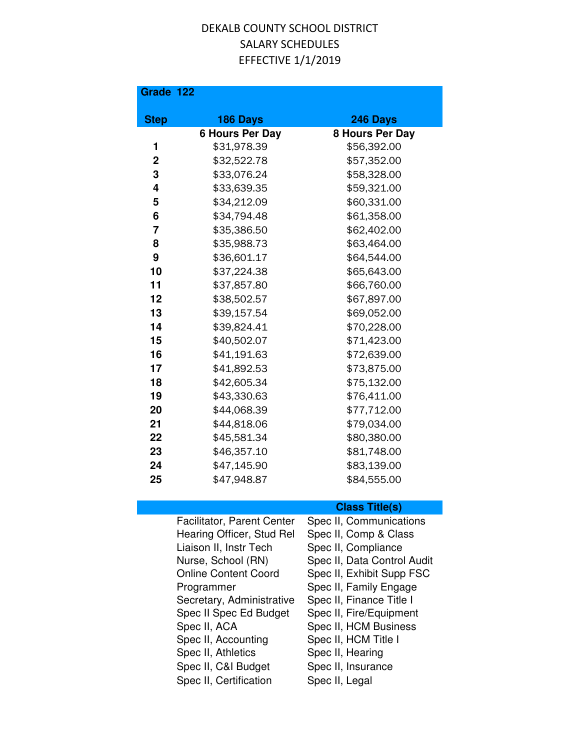DEKALB COUNTY SCHOOL DISTRICT

SALARY SCHEDULES

EFFECTIVE 1/1/2019

**Grade 122**

| Step | 186 Days<br>6 Hours Per Day | 246 Days<br>8 Hours Per Day |
|---|---|---|
| 1 | $31,978.39 | $56,392.00 |
| 2 | $32,522.78 | $57,352.00 |
| 3 | $33,076.24 | $58,328.00 |
| 4 | $33,639.35 | $59,321.00 |
| 5 | $34,212.09 | $60,331.00 |
| 6 | $34,794.48 | $61,358.00 |
| 7 | $35,386.50 | $62,402.00 |
| 8 | $35,988.73 | $63,464.00 |
| 9 | $36,601.17 | $64,544.00 |
| 10 | $37,224.38 | $65,643.00 |
| 11 | $37,857.80 | $66,760.00 |
| 12 | $38,502.57 | $67,897.00 |
| 13 | $39,157.54 | $69,052.00 |
| 14 | $39,824.41 | $70,228.00 |
| 15 | $40,502.07 | $71,423.00 |
| 16 | $41,191.63 | $72,639.00 |
| 17 | $41,892.53 | $73,875.00 |
| 18 | $42,605.34 | $75,132.00 |
| 19 | $43,330.63 | $76,411.00 |
| 20 | $44,068.39 | $77,712.00 |
| 21 | $44,818.06 | $79,034.00 |
| 22 | $45,581.34 | $80,380.00 |
| 23 | $46,357.10 | $81,748.00 |
| 24 | $47,145.90 | $83,139.00 |
| 25 | $47,948.87 | $84,555.00 |

**Class Title(s)**

| | |
|---|---|
| Facilitator, Parent Center | Spec II, Communications |
| Hearing Officer, Stud Rel | Spec II, Comp & Class |
| Liaison II, Instr Tech | Spec II, Compliance |
| Nurse, School (RN) | Spec II, Data Control Audit |
| Online Content Coord | Spec II, Exhibit Supp FSC |
| Programmer | Spec II, Family Engage |
| Secretary, Administrative | Spec II, Finance Title I |
| Spec II Spec Ed Budget | Spec II, Fire/Equipment |
| Spec II, ACA | Spec II, HCM Business |
| Spec II, Accounting | Spec II, HCM Title I |
| Spec II, Athletics | Spec II, Hearing |
| Spec II, C&I Budget | Spec II, Insurance |
| Spec II, Certification | Spec II, Legal |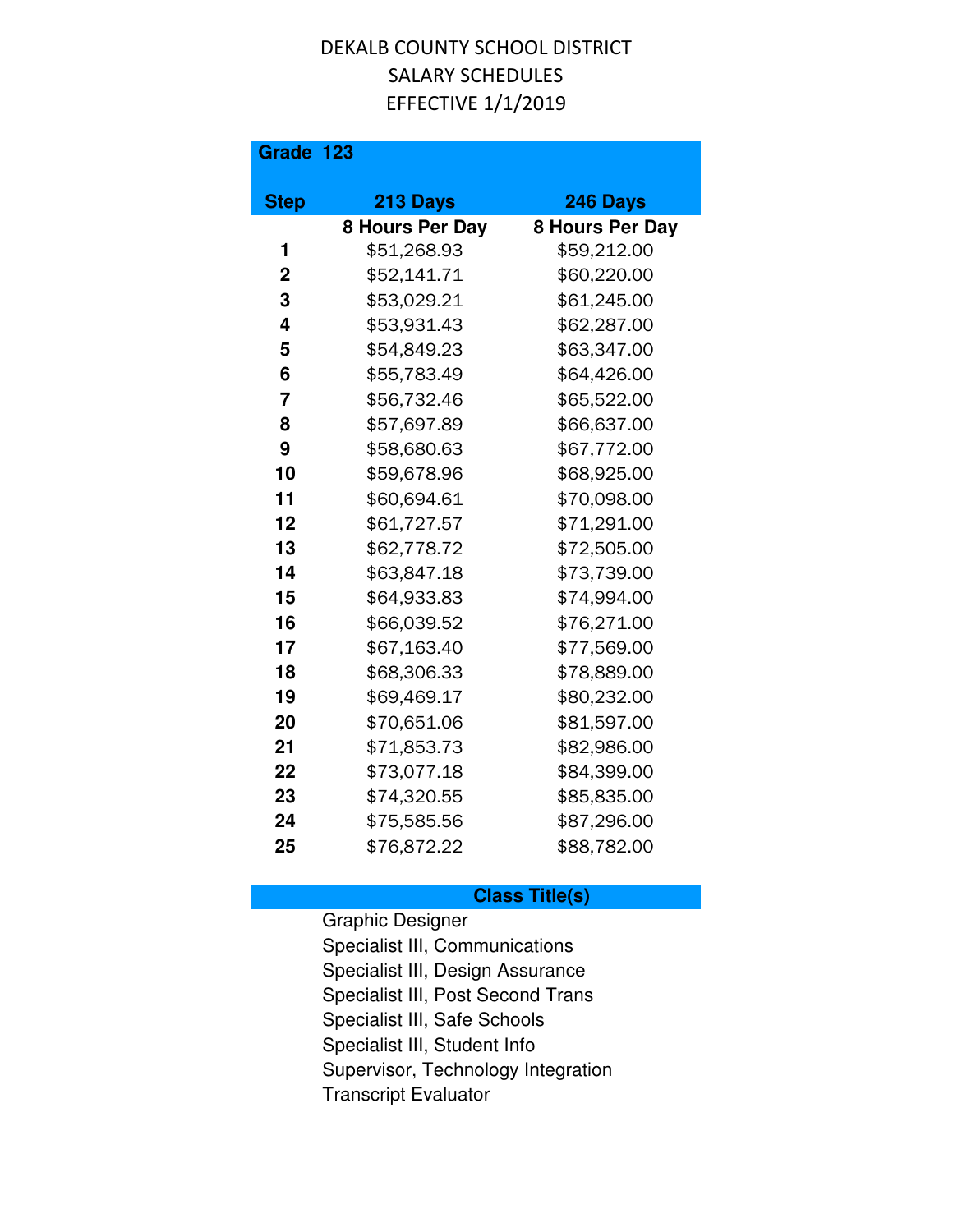DEKALB COUNTY SCHOOL DISTRICT
SALARY SCHEDULES
EFFECTIVE 1/1/2019

**Grade 123**

| Step | 213 Days<br>8 Hours Per Day | 246 Days<br>8 Hours Per Day |
|---|---|---|
| 1 | $51,268.93 | $59,212.00 |
| 2 | $52,141.71 | $60,220.00 |
| 3 | $53,029.21 | $61,245.00 |
| 4 | $53,931.43 | $62,287.00 |
| 5 | $54,849.23 | $63,347.00 |
| 6 | $55,783.49 | $64,426.00 |
| 7 | $56,732.46 | $65,522.00 |
| 8 | $57,697.89 | $66,637.00 |
| 9 | $58,680.63 | $67,772.00 |
| 10 | $59,678.96 | $68,925.00 |
| 11 | $60,694.61 | $70,098.00 |
| 12 | $61,727.57 | $71,291.00 |
| 13 | $62,778.72 | $72,505.00 |
| 14 | $63,847.18 | $73,739.00 |
| 15 | $64,933.83 | $74,994.00 |
| 16 | $66,039.52 | $76,271.00 |
| 17 | $67,163.40 | $77,569.00 |
| 18 | $68,306.33 | $78,889.00 |
| 19 | $69,469.17 | $80,232.00 |
| 20 | $70,651.06 | $81,597.00 |
| 21 | $71,853.73 | $82,986.00 |
| 22 | $73,077.18 | $84,399.00 |
| 23 | $74,320.55 | $85,835.00 |
| 24 | $75,585.56 | $87,296.00 |
| 25 | $76,872.22 | $88,782.00 |

**Class Title(s)**

Graphic Designer
Specialist III, Communications
Specialist III, Design Assurance
Specialist III, Post Second Trans
Specialist III, Safe Schools
Specialist III, Student Info
Supervisor, Technology Integration
Transcript Evaluator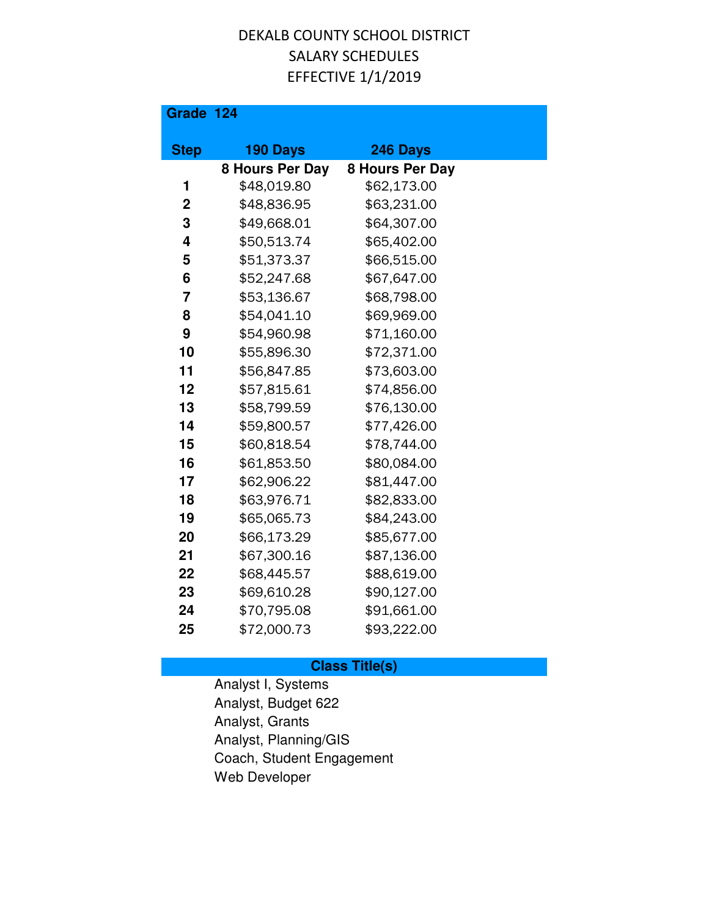DEKALB COUNTY SCHOOL DISTRICT
SALARY SCHEDULES
EFFECTIVE 1/1/2019

**Grade 124**

| Step | 190 Days | 246 Days |
|---|---|---|
| | 8 Hours Per Day | 8 Hours Per Day |
| 1 | $48,019.80 | $62,173.00 |
| 2 | $48,836.95 | $63,231.00 |
| 3 | $49,668.01 | $64,307.00 |
| 4 | $50,513.74 | $65,402.00 |
| 5 | $51,373.37 | $66,515.00 |
| 6 | $52,247.68 | $67,647.00 |
| 7 | $53,136.67 | $68,798.00 |
| 8 | $54,041.10 | $69,969.00 |
| 9 | $54,960.98 | $71,160.00 |
| 10 | $55,896.30 | $72,371.00 |
| 11 | $56,847.85 | $73,603.00 |
| 12 | $57,815.61 | $74,856.00 |
| 13 | $58,799.59 | $76,130.00 |
| 14 | $59,800.57 | $77,426.00 |
| 15 | $60,818.54 | $78,744.00 |
| 16 | $61,853.50 | $80,084.00 |
| 17 | $62,906.22 | $81,447.00 |
| 18 | $63,976.71 | $82,833.00 |
| 19 | $65,065.73 | $84,243.00 |
| 20 | $66,173.29 | $85,677.00 |
| 21 | $67,300.16 | $87,136.00 |
| 22 | $68,445.57 | $88,619.00 |
| 23 | $69,610.28 | $90,127.00 |
| 24 | $70,795.08 | $91,661.00 |
| 25 | $72,000.73 | $93,222.00 |

**Class Title(s)**

Analyst I, Systems
Analyst, Budget 622
Analyst, Grants
Analyst, Planning/GIS
Coach, Student Engagement
Web Developer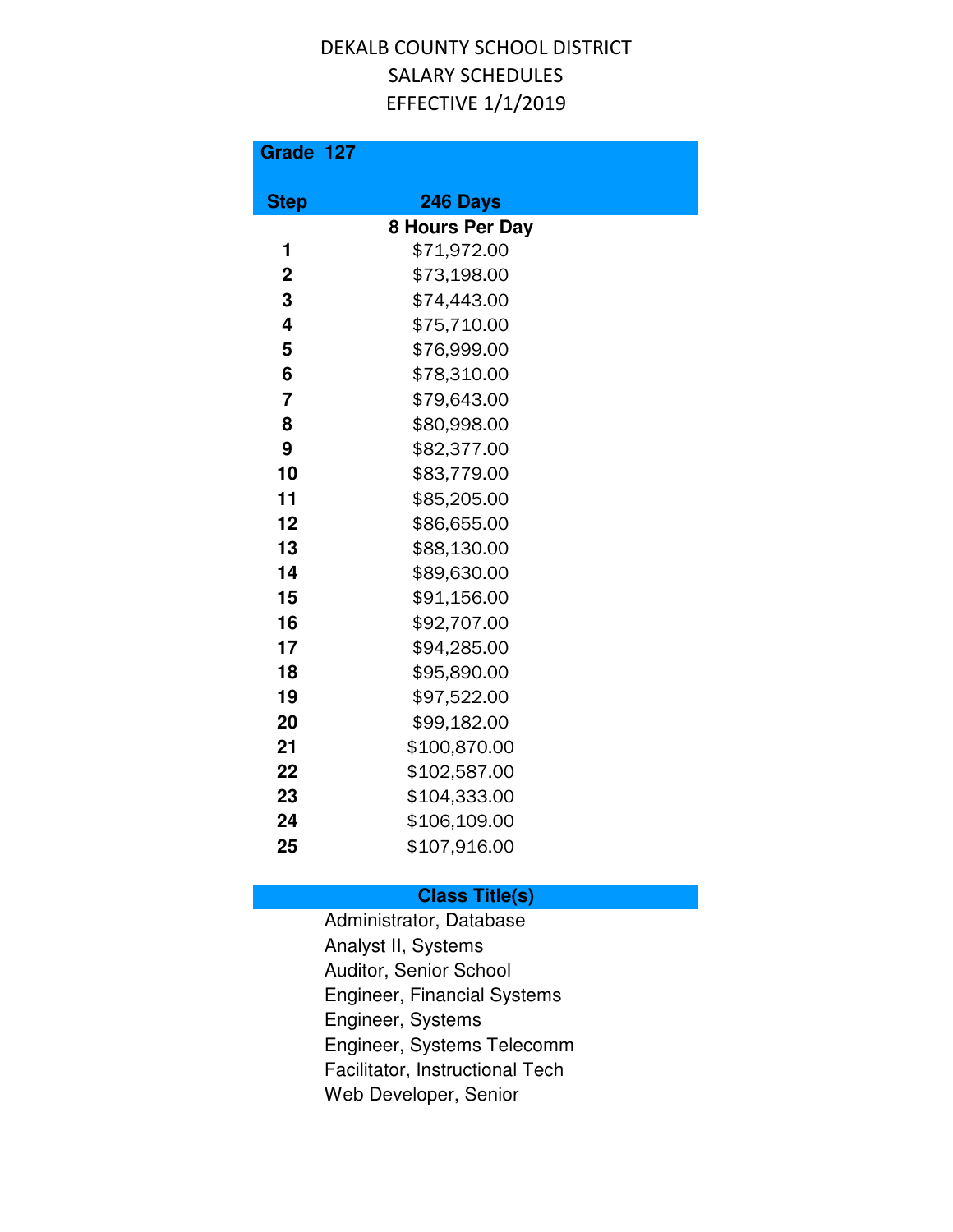# DEKALB COUNTY SCHOOL DISTRICT
## SALARY SCHEDULES
## EFFECTIVE 1/1/2019

| Grade 127 | |
|---|---|
| **Step** | **246 Days** |
| | **8 Hours Per Day** |
| **1** | $71,972.00 |
| **2** | $73,198.00 |
| **3** | $74,443.00 |
| **4** | $75,710.00 |
| **5** | $76,999.00 |
| **6** | $78,310.00 |
| **7** | $79,643.00 |
| **8** | $80,998.00 |
| **9** | $82,377.00 |
| **10** | $83,779.00 |
| **11** | $85,205.00 |
| **12** | $86,655.00 |
| **13** | $88,130.00 |
| **14** | $89,630.00 |
| **15** | $91,156.00 |
| **16** | $92,707.00 |
| **17** | $94,285.00 |
| **18** | $95,890.00 |
| **19** | $97,522.00 |
| **20** | $99,182.00 |
| **21** | $100,870.00 |
| **22** | $102,587.00 |
| **23** | $104,333.00 |
| **24** | $106,109.00 |
| **25** | $107,916.00 |

| Class Title(s) |
|---|
| Administrator, Database |
| Analyst II, Systems |
| Auditor, Senior School |
| Engineer, Financial Systems |
| Engineer, Systems |
| Engineer, Systems Telecomm |
| Facilitator, Instructional Tech |
| Web Developer, Senior |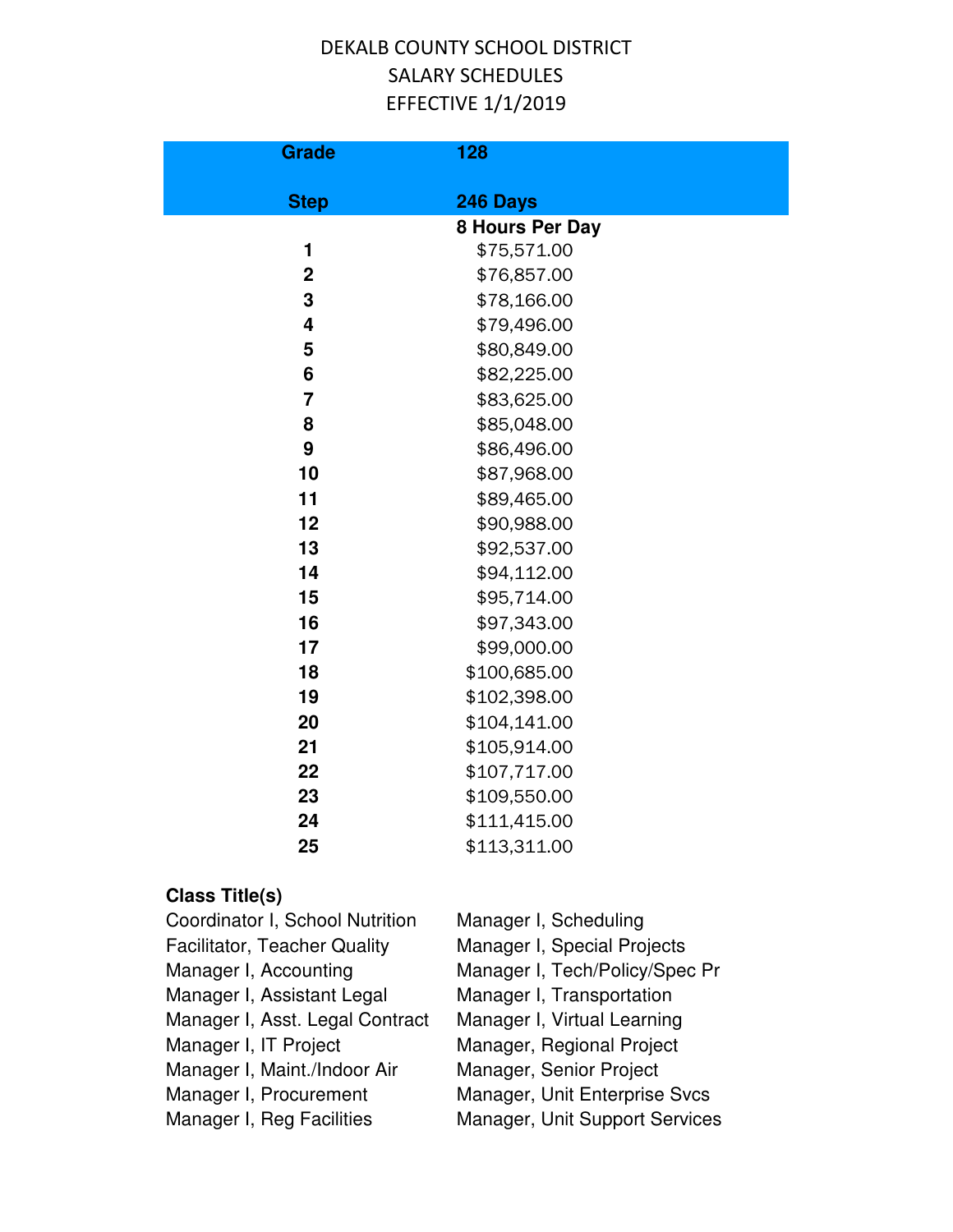# DEKALB COUNTY SCHOOL DISTRICT
## SALARY SCHEDULES
### EFFECTIVE 1/1/2019

| Grade | 128 |
|---|---|
| Step | 246 Days |
| | 8 Hours Per Day |
| 1 | $75,571.00 |
| 2 | $76,857.00 |
| 3 | $78,166.00 |
| 4 | $79,496.00 |
| 5 | $80,849.00 |
| 6 | $82,225.00 |
| 7 | $83,625.00 |
| 8 | $85,048.00 |
| 9 | $86,496.00 |
| 10 | $87,968.00 |
| 11 | $89,465.00 |
| 12 | $90,988.00 |
| 13 | $92,537.00 |
| 14 | $94,112.00 |
| 15 | $95,714.00 |
| 16 | $97,343.00 |
| 17 | $99,000.00 |
| 18 | $100,685.00 |
| 19 | $102,398.00 |
| 20 | $104,141.00 |
| 21 | $105,914.00 |
| 22 | $107,717.00 |
| 23 | $109,550.00 |
| 24 | $111,415.00 |
| 25 | $113,311.00 |

**Class Title(s)**

- Coordinator I, School Nutrition
- Facilitator, Teacher Quality
- Manager I, Accounting
- Manager I, Assistant Legal
- Manager I, Asst. Legal Contract
- Manager I, IT Project
- Manager I, Maint./Indoor Air
- Manager I, Procurement
- Manager I, Reg Facilities
- Manager I, Scheduling
- Manager I, Special Projects
- Manager I, Tech/Policy/Spec Pr
- Manager I, Transportation
- Manager I, Virtual Learning
- Manager, Regional Project
- Manager, Senior Project
- Manager, Unit Enterprise Svcs
- Manager, Unit Support Services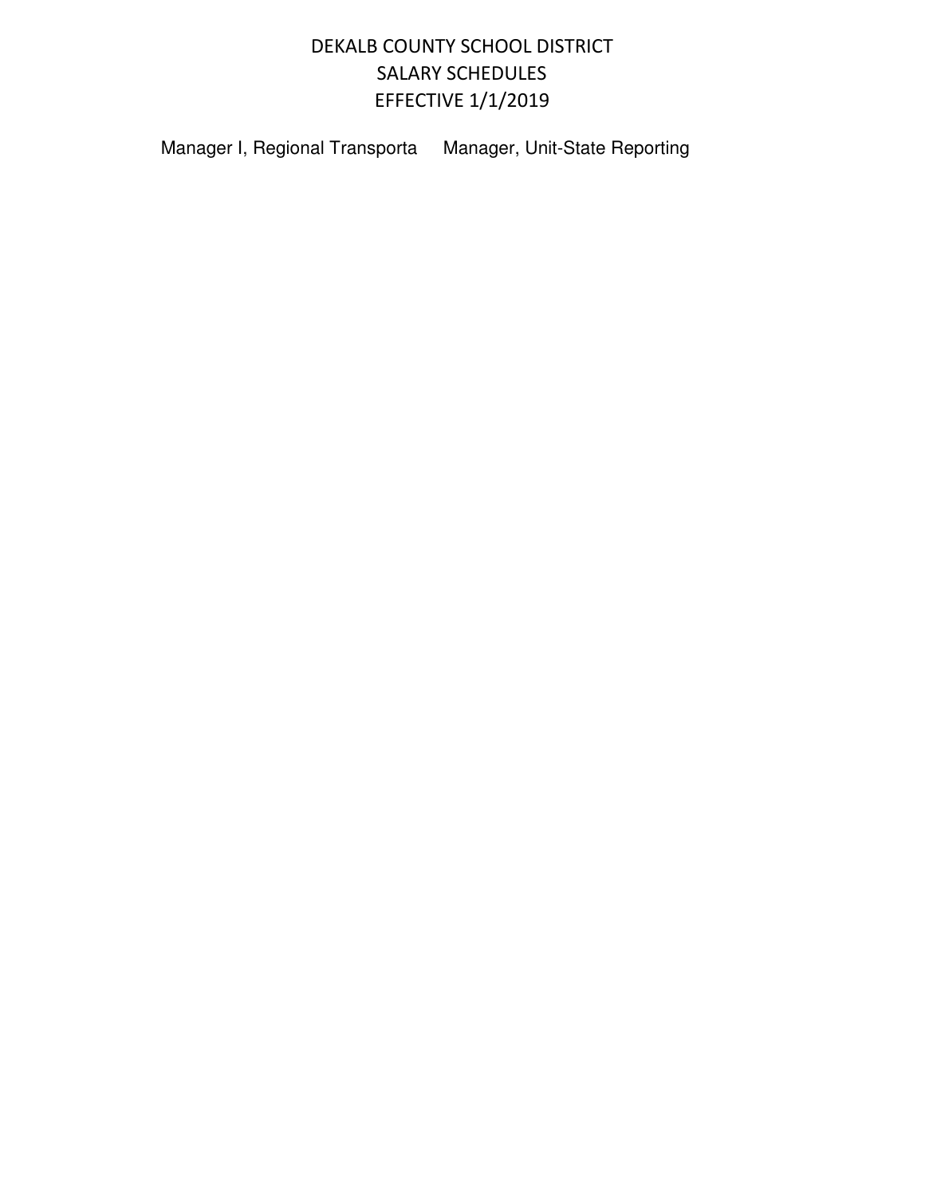# DEKALB COUNTY SCHOOL DISTRICT
## SALARY SCHEDULES
## EFFECTIVE 1/1/2019

Manager I, Regional Transporta Manager, Unit-State Reporting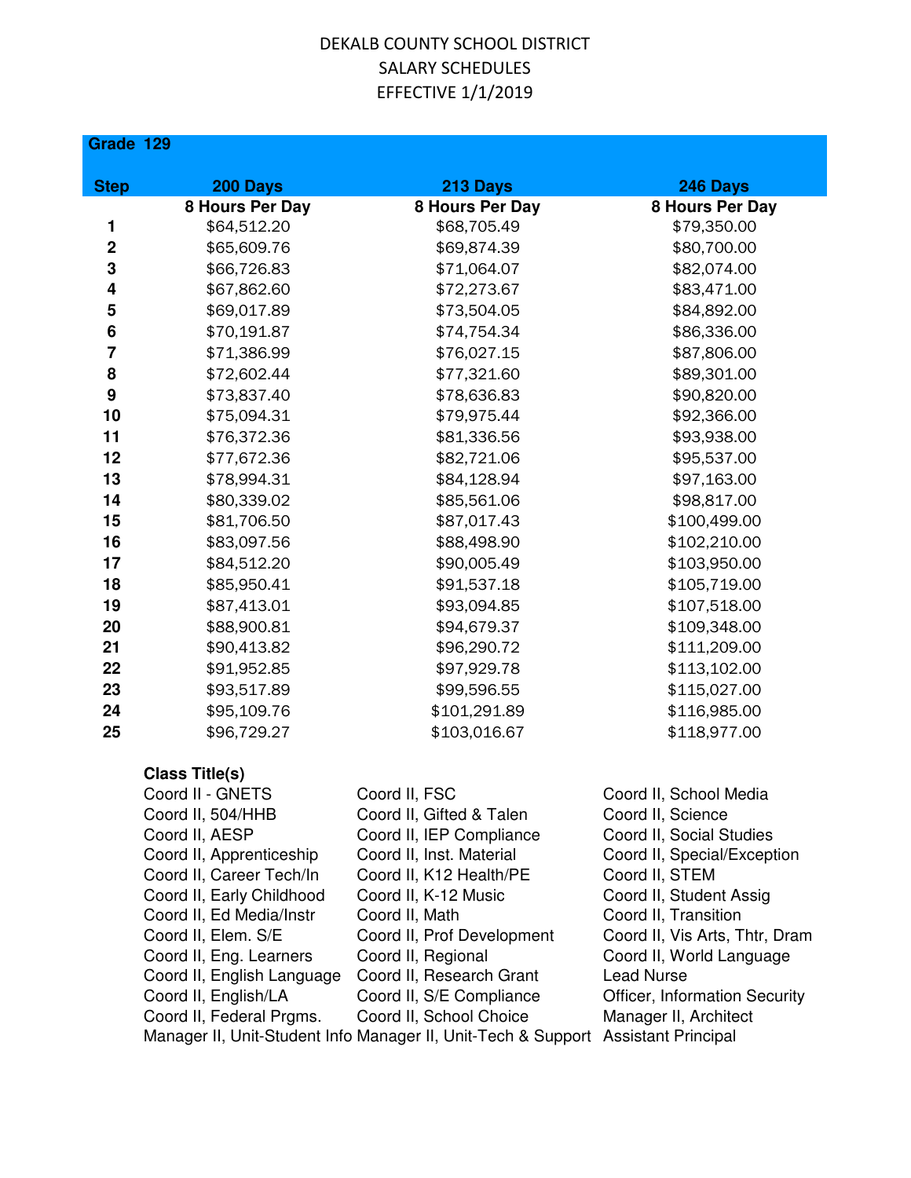# DEKALB COUNTY SCHOOL DISTRICT
## SALARY SCHEDULES
## EFFECTIVE 1/1/2019

### Grade 129

| Step | 200 Days | 213 Days | 246 Days |
|---|---|---|---|
| | 8 Hours Per Day | 8 Hours Per Day | 8 Hours Per Day |
| 1 | $64,512.20 | $68,705.49 | $79,350.00 |
| 2 | $65,609.76 | $69,874.39 | $80,700.00 |
| 3 | $66,726.83 | $71,064.07 | $82,074.00 |
| 4 | $67,862.60 | $72,273.67 | $83,471.00 |
| 5 | $69,017.89 | $73,504.05 | $84,892.00 |
| 6 | $70,191.87 | $74,754.34 | $86,336.00 |
| 7 | $71,386.99 | $76,027.15 | $87,806.00 |
| 8 | $72,602.44 | $77,321.60 | $89,301.00 |
| 9 | $73,837.40 | $78,636.83 | $90,820.00 |
| 10 | $75,094.31 | $79,975.44 | $92,366.00 |
| 11 | $76,372.36 | $81,336.56 | $93,938.00 |
| 12 | $77,672.36 | $82,721.06 | $95,537.00 |
| 13 | $78,994.31 | $84,128.94 | $97,163.00 |
| 14 | $80,339.02 | $85,561.06 | $98,817.00 |
| 15 | $81,706.50 | $87,017.43 | $100,499.00 |
| 16 | $83,097.56 | $88,498.90 | $102,210.00 |
| 17 | $84,512.20 | $90,005.49 | $103,950.00 |
| 18 | $85,950.41 | $91,537.18 | $105,719.00 |
| 19 | $87,413.01 | $93,094.85 | $107,518.00 |
| 20 | $88,900.81 | $94,679.37 | $109,348.00 |
| 21 | $90,413.82 | $96,290.72 | $111,209.00 |
| 22 | $91,952.85 | $97,929.78 | $113,102.00 |
| 23 | $93,517.89 | $99,596.55 | $115,027.00 |
| 24 | $95,109.76 | $101,291.89 | $116,985.00 |
| 25 | $96,729.27 | $103,016.67 | $118,977.00 |

**Class Title(s)**

| | | |
|---|---|---|
| Coord II - GNETS | Coord II, FSC | Coord II, School Media |
| Coord II, 504/HHB | Coord II, Gifted & Talen | Coord II, Science |
| Coord II, AESP | Coord II, IEP Compliance | Coord II, Social Studies |
| Coord II, Apprenticeship | Coord II, Inst. Material | Coord II, Special/Exception |
| Coord II, Career Tech/In | Coord II, K12 Health/PE | Coord II, STEM |
| Coord II, Early Childhood | Coord II, K-12 Music | Coord II, Student Assig |
| Coord II, Ed Media/Instr | Coord II, Math | Coord II, Transition |
| Coord II, Elem. S/E | Coord II, Prof Development | Coord II, Vis Arts, Thtr, Dram |
| Coord II, Eng. Learners | Coord II, Regional | Coord II, World Language |
| Coord II, English Language | Coord II, Research Grant | Lead Nurse |
| Coord II, English/LA | Coord II, S/E Compliance | Officer, Information Security |
| Coord II, Federal Prgms. | Coord II, School Choice | Manager II, Architect |
| Manager II, Unit-Student Info | Manager II, Unit-Tech & Support | Assistant Principal |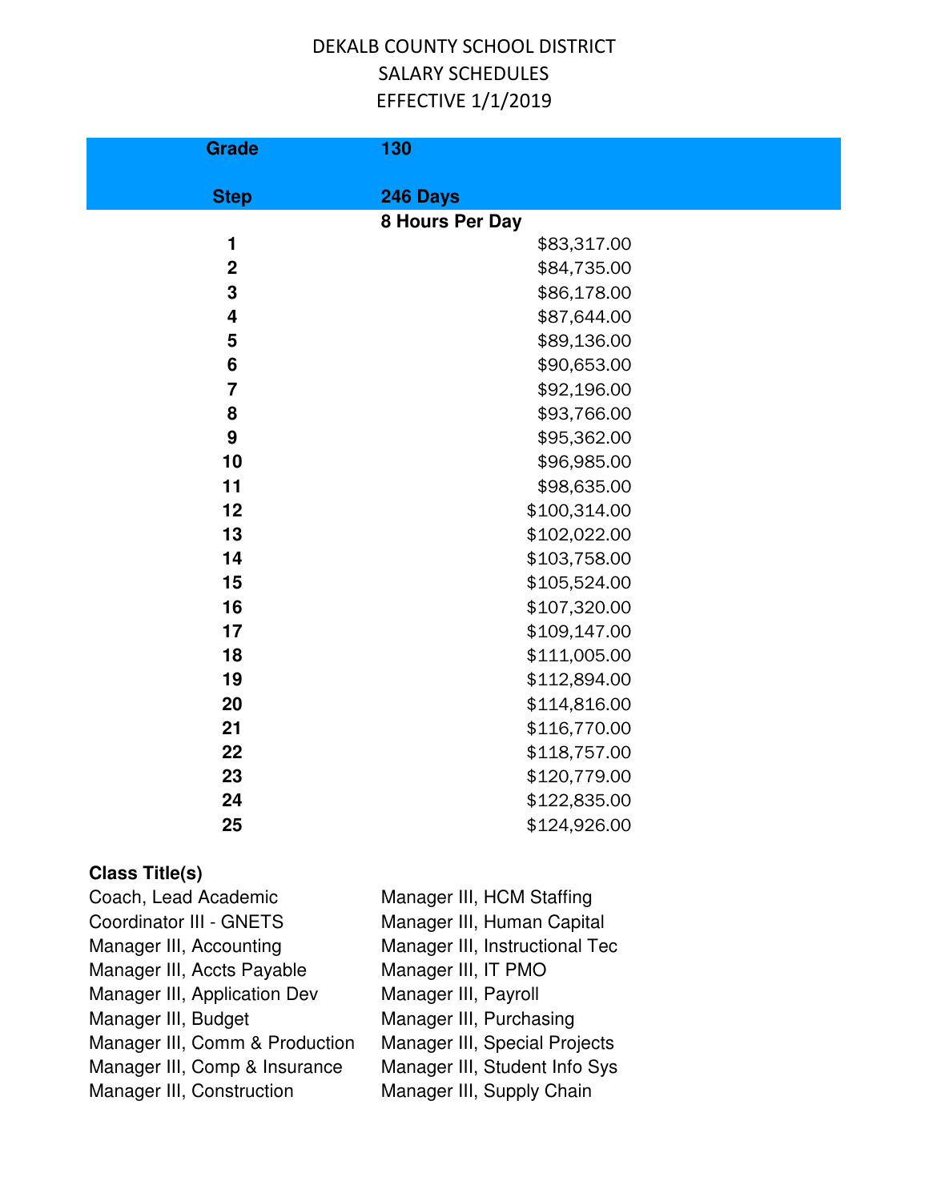# DEKALB COUNTY SCHOOL DISTRICT
## SALARY SCHEDULES
## EFFECTIVE 1/1/2019

| Grade | 130 |
|---|---|
| **Step** | **246 Days** |
| | **8 Hours Per Day** |
| **1** | $83,317.00 |
| **2** | $84,735.00 |
| **3** | $86,178.00 |
| **4** | $87,644.00 |
| **5** | $89,136.00 |
| **6** | $90,653.00 |
| **7** | $92,196.00 |
| **8** | $93,766.00 |
| **9** | $95,362.00 |
| **10** | $96,985.00 |
| **11** | $98,635.00 |
| **12** | $100,314.00 |
| **13** | $102,022.00 |
| **14** | $103,758.00 |
| **15** | $105,524.00 |
| **16** | $107,320.00 |
| **17** | $109,147.00 |
| **18** | $111,005.00 |
| **19** | $112,894.00 |
| **20** | $114,816.00 |
| **21** | $116,770.00 |
| **22** | $118,757.00 |
| **23** | $120,779.00 |
| **24** | $122,835.00 |
| **25** | $124,926.00 |

**Class Title(s)**

Coach, Lead Academic
Coordinator III - GNETS
Manager III, Accounting
Manager III, Accts Payable
Manager III, Application Dev
Manager III, Budget
Manager III, Comm & Production
Manager III, Comp & Insurance
Manager III, Construction
Manager III, HCM Staffing
Manager III, Human Capital
Manager III, Instructional Tec
Manager III, IT PMO
Manager III, Payroll
Manager III, Purchasing
Manager III, Special Projects
Manager III, Student Info Sys
Manager III, Supply Chain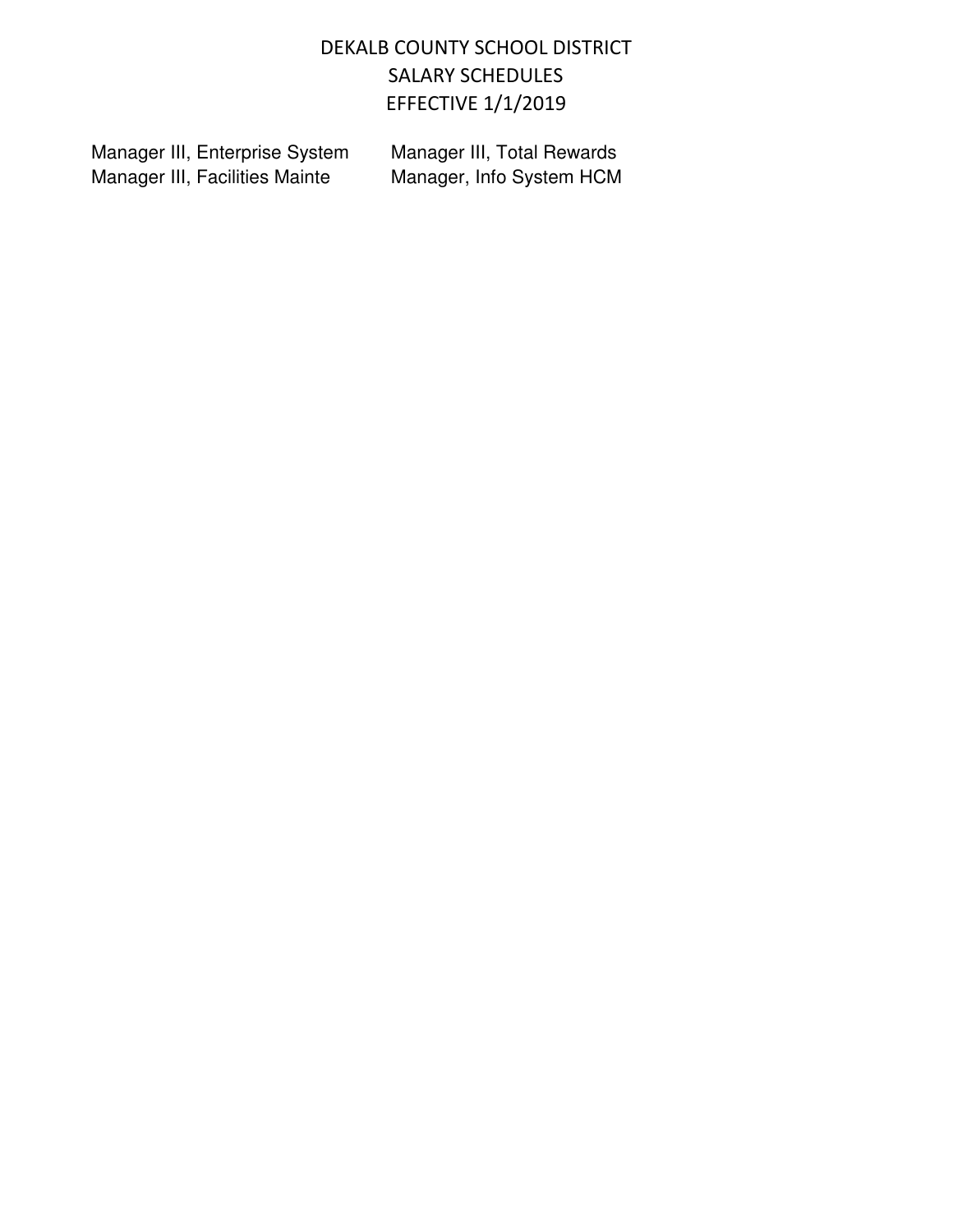# DEKALB COUNTY SCHOOL DISTRICT
## SALARY SCHEDULES
## EFFECTIVE 1/1/2019

Manager III, Enterprise System
Manager III, Facilities Mainte
Manager III, Total Rewards
Manager, Info System HCM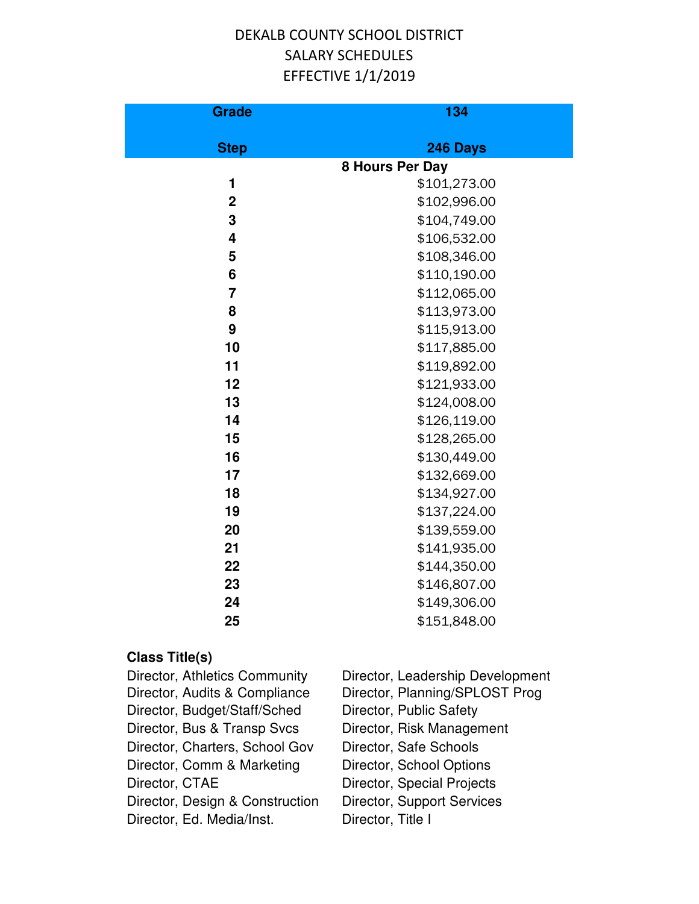# DEKALB COUNTY SCHOOL DISTRICT
## SALARY SCHEDULES
## EFFECTIVE 1/1/2019

| Grade | 134 |
|---|---|
| **Step** | **246 Days** |
| | **8 Hours Per Day** |
| **1** | $101,273.00 |
| **2** | $102,996.00 |
| **3** | $104,749.00 |
| **4** | $106,532.00 |
| **5** | $108,346.00 |
| **6** | $110,190.00 |
| **7** | $112,065.00 |
| **8** | $113,973.00 |
| **9** | $115,913.00 |
| **10** | $117,885.00 |
| **11** | $119,892.00 |
| **12** | $121,933.00 |
| **13** | $124,008.00 |
| **14** | $126,119.00 |
| **15** | $128,265.00 |
| **16** | $130,449.00 |
| **17** | $132,669.00 |
| **18** | $134,927.00 |
| **19** | $137,224.00 |
| **20** | $139,559.00 |
| **21** | $141,935.00 |
| **22** | $144,350.00 |
| **23** | $146,807.00 |
| **24** | $149,306.00 |
| **25** | $151,848.00 |

**Class Title(s)**

Director, Athletics Community
Director, Audits & Compliance
Director, Budget/Staff/Sched
Director, Bus & Transp Svcs
Director, Charters, School Gov
Director, Comm & Marketing
Director, CTAE
Director, Design & Construction
Director, Ed. Media/Inst.
Director, Leadership Development
Director, Planning/SPLOST Prog
Director, Public Safety
Director, Risk Management
Director, Safe Schools
Director, School Options
Director, Special Projects
Director, Support Services
Director, Title I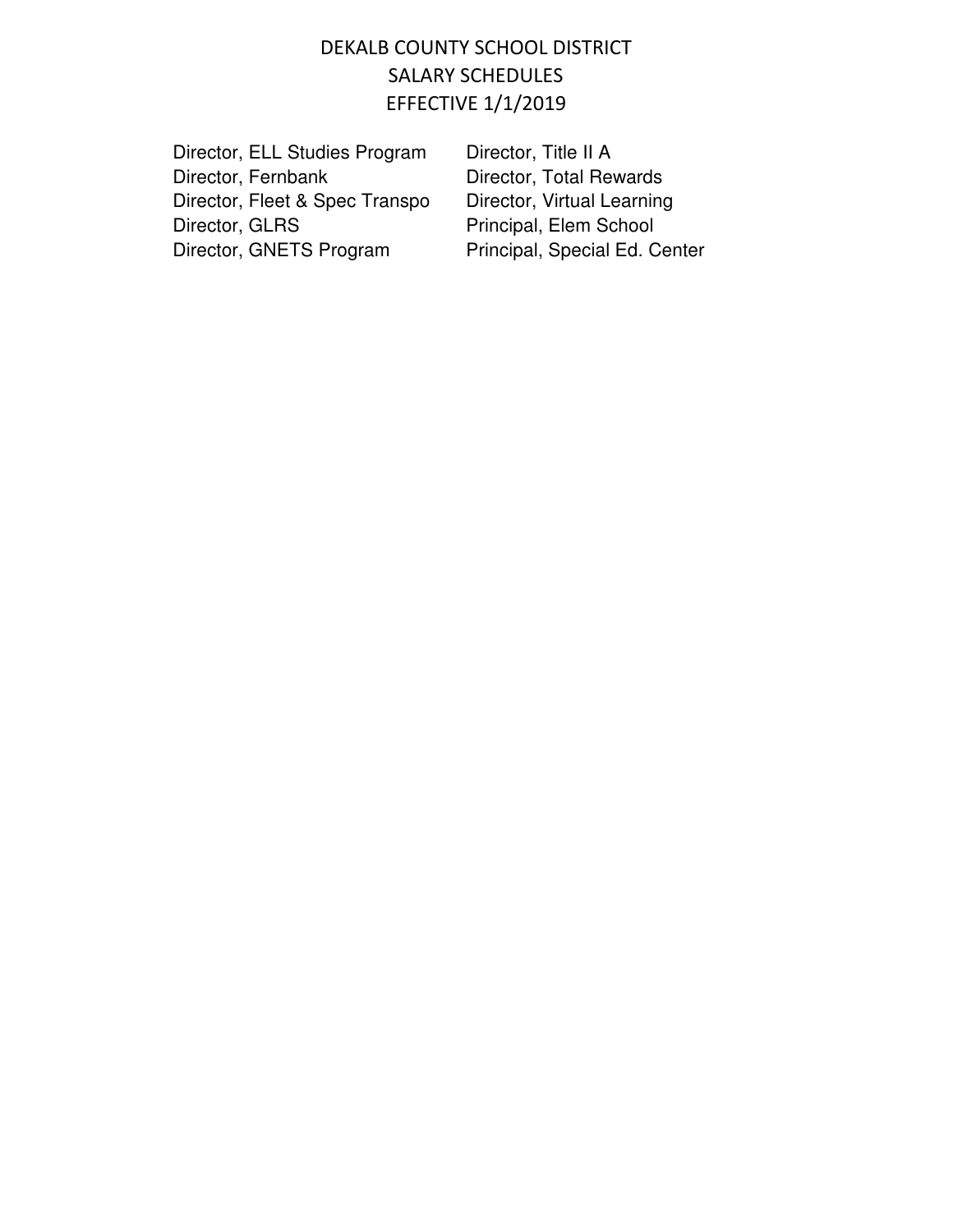DEKALB COUNTY SCHOOL DISTRICT
SALARY SCHEDULES
EFFECTIVE 1/1/2019

- Director, ELL Studies Program
- Director, Fernbank
- Director, Fleet & Spec Transpo
- Director, GLRS
- Director, GNETS Program
- Director, Title II A
- Director, Total Rewards
- Director, Virtual Learning
- Principal, Elem School
- Principal, Special Ed. Center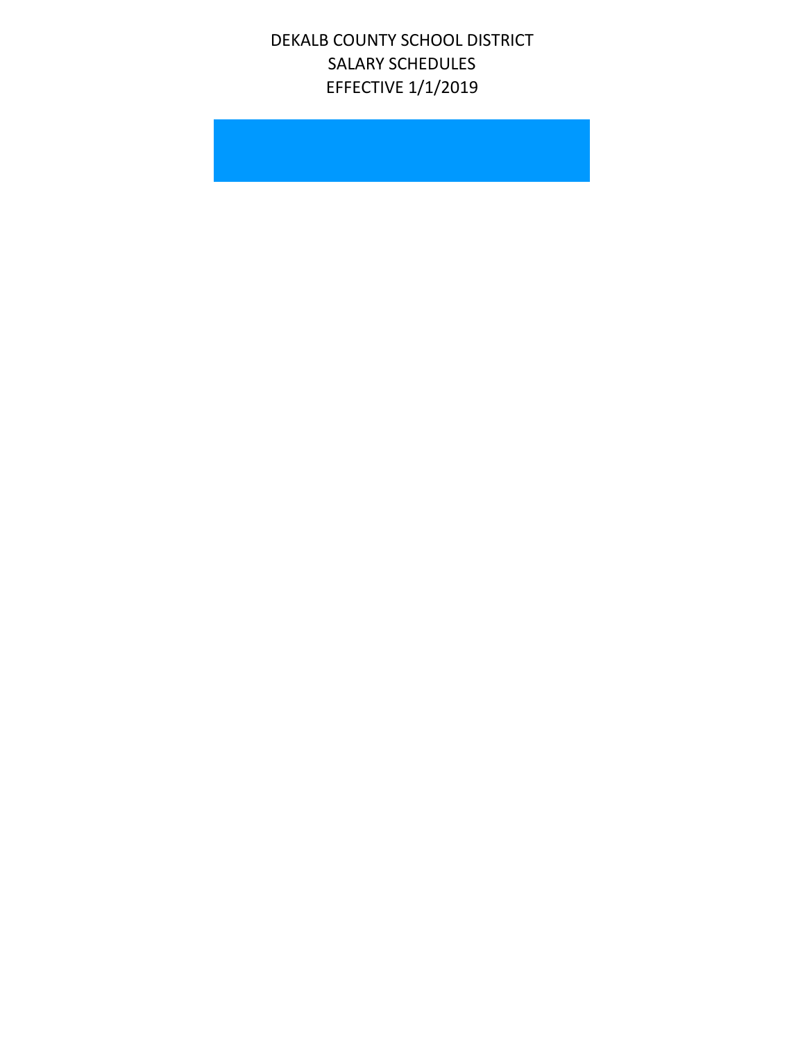DEKALB COUNTY SCHOOL DISTRICT

SALARY SCHEDULES

EFFECTIVE 1/1/2019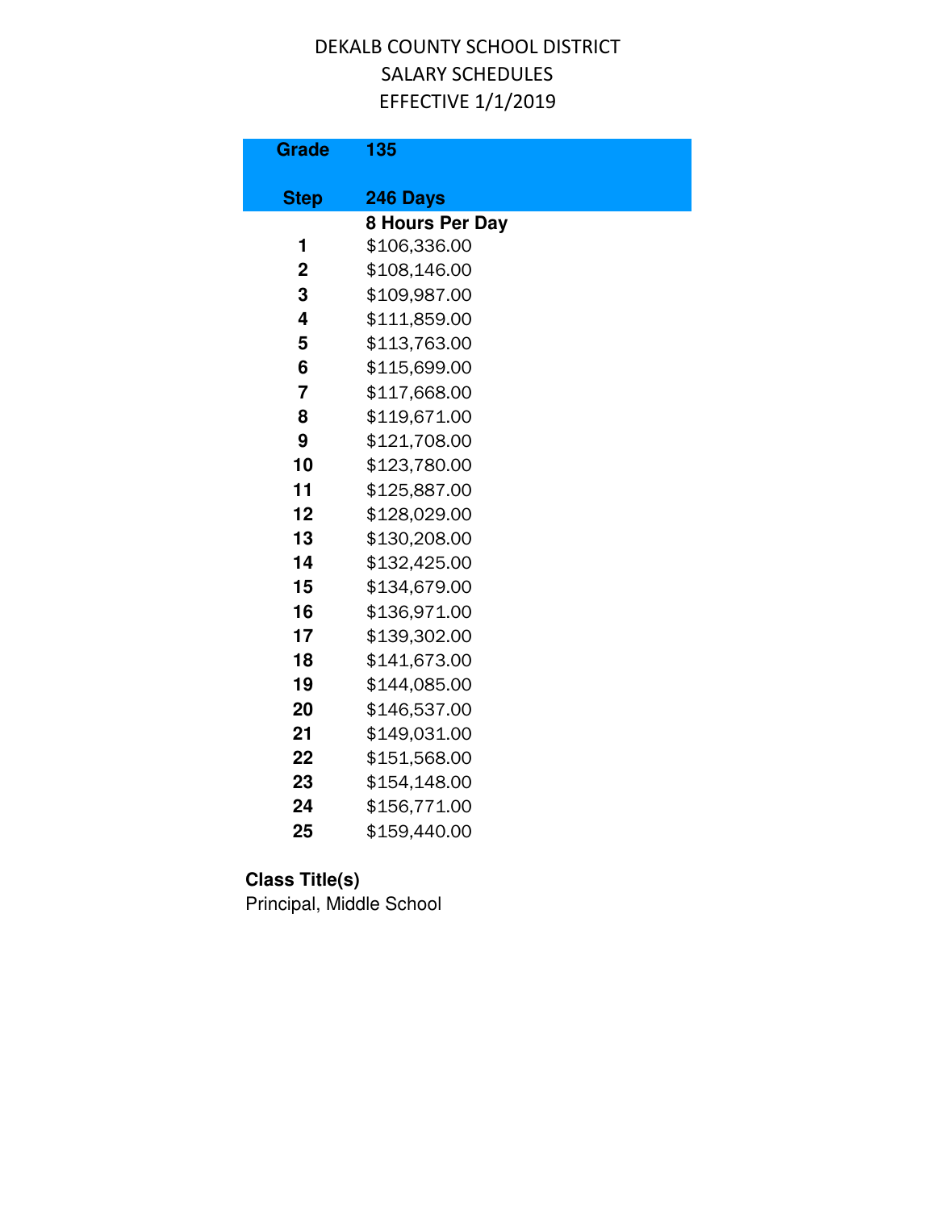# DEKALB COUNTY SCHOOL DISTRICT
## SALARY SCHEDULES
## EFFECTIVE 1/1/2019

| Grade | 135 |
|---|---|
| **Step** | **246 Days** |
| | **8 Hours Per Day** |
| **1** | $106,336.00 |
| **2** | $108,146.00 |
| **3** | $109,987.00 |
| **4** | $111,859.00 |
| **5** | $113,763.00 |
| **6** | $115,699.00 |
| **7** | $117,668.00 |
| **8** | $119,671.00 |
| **9** | $121,708.00 |
| **10** | $123,780.00 |
| **11** | $125,887.00 |
| **12** | $128,029.00 |
| **13** | $130,208.00 |
| **14** | $132,425.00 |
| **15** | $134,679.00 |
| **16** | $136,971.00 |
| **17** | $139,302.00 |
| **18** | $141,673.00 |
| **19** | $144,085.00 |
| **20** | $146,537.00 |
| **21** | $149,031.00 |
| **22** | $151,568.00 |
| **23** | $154,148.00 |
| **24** | $156,771.00 |
| **25** | $159,440.00 |

**Class Title(s)**

Principal, Middle School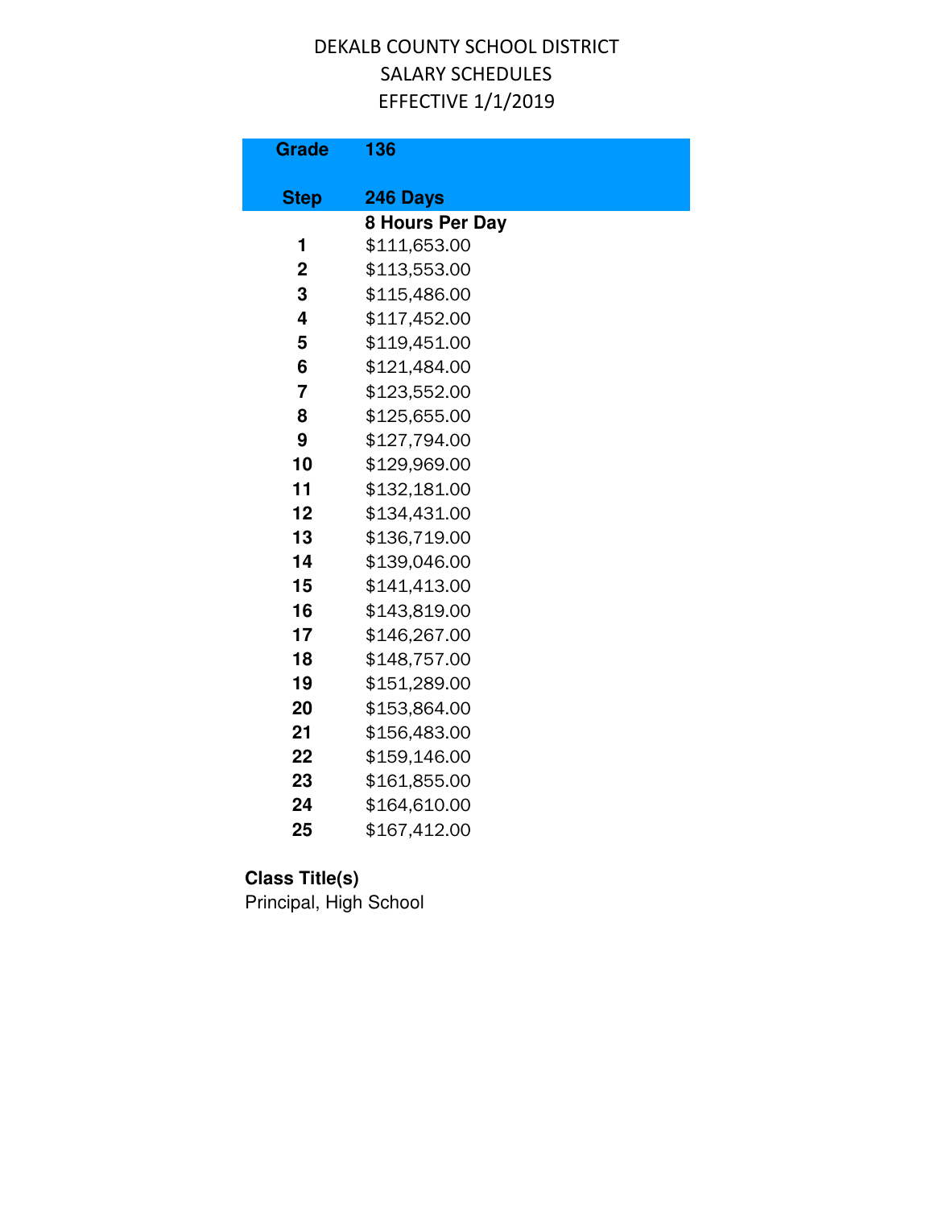# DEKALB COUNTY SCHOOL DISTRICT
## SALARY SCHEDULES
## EFFECTIVE 1/1/2019

| Grade | 136 |
|---|---|
| Step | 246 Days |
| | 8 Hours Per Day |
| 1 | $111,653.00 |
| 2 | $113,553.00 |
| 3 | $115,486.00 |
| 4 | $117,452.00 |
| 5 | $119,451.00 |
| 6 | $121,484.00 |
| 7 | $123,552.00 |
| 8 | $125,655.00 |
| 9 | $127,794.00 |
| 10 | $129,969.00 |
| 11 | $132,181.00 |
| 12 | $134,431.00 |
| 13 | $136,719.00 |
| 14 | $139,046.00 |
| 15 | $141,413.00 |
| 16 | $143,819.00 |
| 17 | $146,267.00 |
| 18 | $148,757.00 |
| 19 | $151,289.00 |
| 20 | $153,864.00 |
| 21 | $156,483.00 |
| 22 | $159,146.00 |
| 23 | $161,855.00 |
| 24 | $164,610.00 |
| 25 | $167,412.00 |

**Class Title(s)**

Principal, High School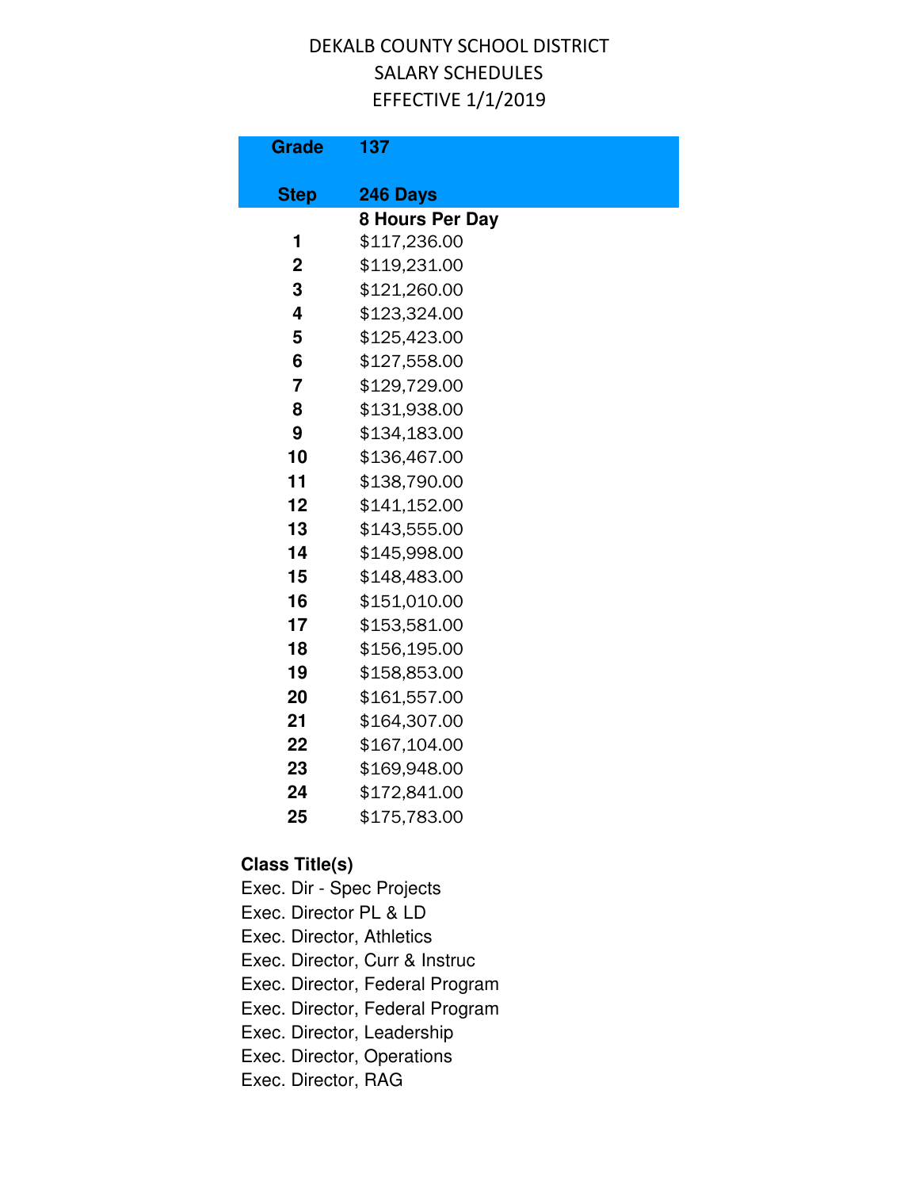# DEKALB COUNTY SCHOOL DISTRICT
## SALARY SCHEDULES
## EFFECTIVE 1/1/2019

| Grade | 137 |
|---|---|
| **Step** | **246 Days** |
| | **8 Hours Per Day** |
| **1** | $117,236.00 |
| **2** | $119,231.00 |
| **3** | $121,260.00 |
| **4** | $123,324.00 |
| **5** | $125,423.00 |
| **6** | $127,558.00 |
| **7** | $129,729.00 |
| **8** | $131,938.00 |
| **9** | $134,183.00 |
| **10** | $136,467.00 |
| **11** | $138,790.00 |
| **12** | $141,152.00 |
| **13** | $143,555.00 |
| **14** | $145,998.00 |
| **15** | $148,483.00 |
| **16** | $151,010.00 |
| **17** | $153,581.00 |
| **18** | $156,195.00 |
| **19** | $158,853.00 |
| **20** | $161,557.00 |
| **21** | $164,307.00 |
| **22** | $167,104.00 |
| **23** | $169,948.00 |
| **24** | $172,841.00 |
| **25** | $175,783.00 |

**Class Title(s)**

Exec. Dir - Spec Projects
Exec. Director PL & LD
Exec. Director, Athletics
Exec. Director, Curr & Instruc
Exec. Director, Federal Program
Exec. Director, Federal Program
Exec. Director, Leadership
Exec. Director, Operations
Exec. Director, RAG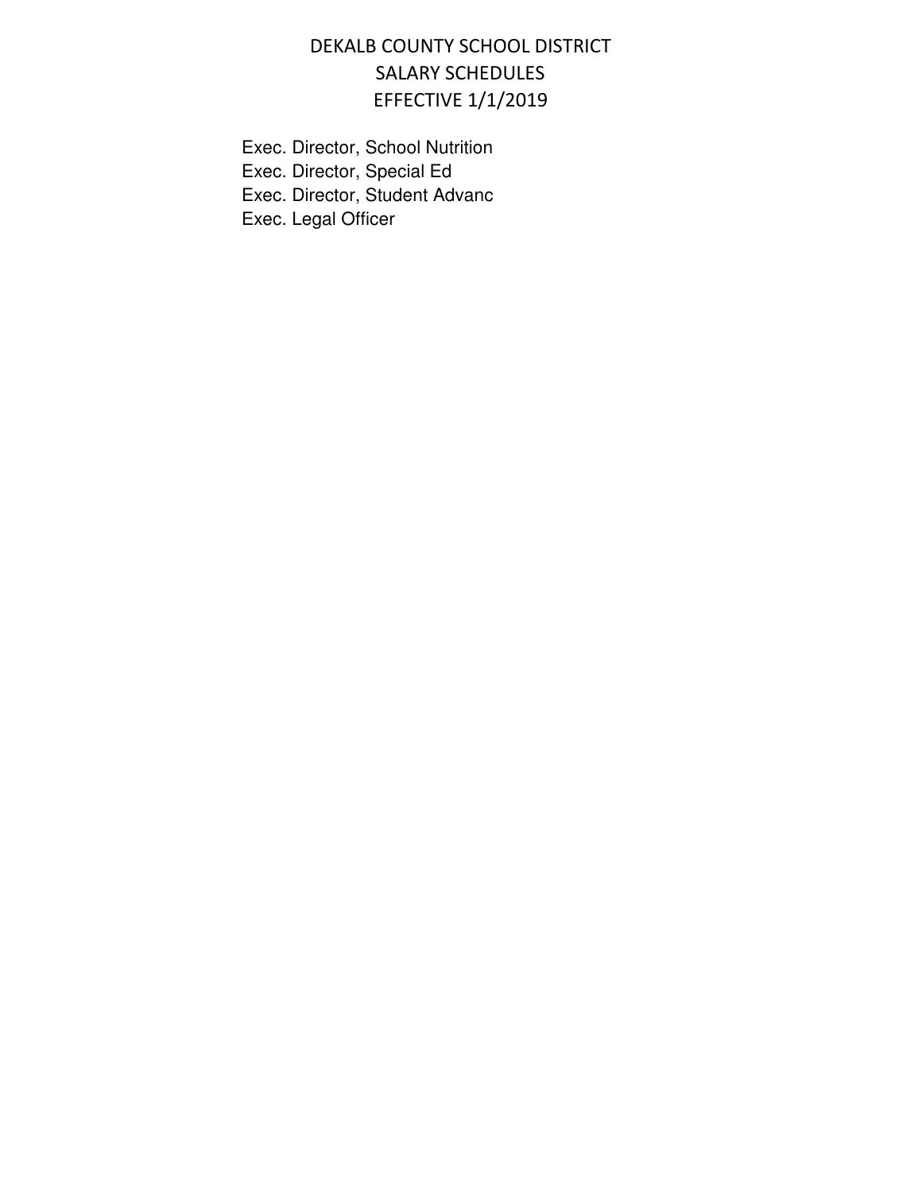DEKALB COUNTY SCHOOL DISTRICT
SALARY SCHEDULES
EFFECTIVE 1/1/2019

Exec. Director, School Nutrition
Exec. Director, Special Ed
Exec. Director, Student Advanc
Exec. Legal Officer